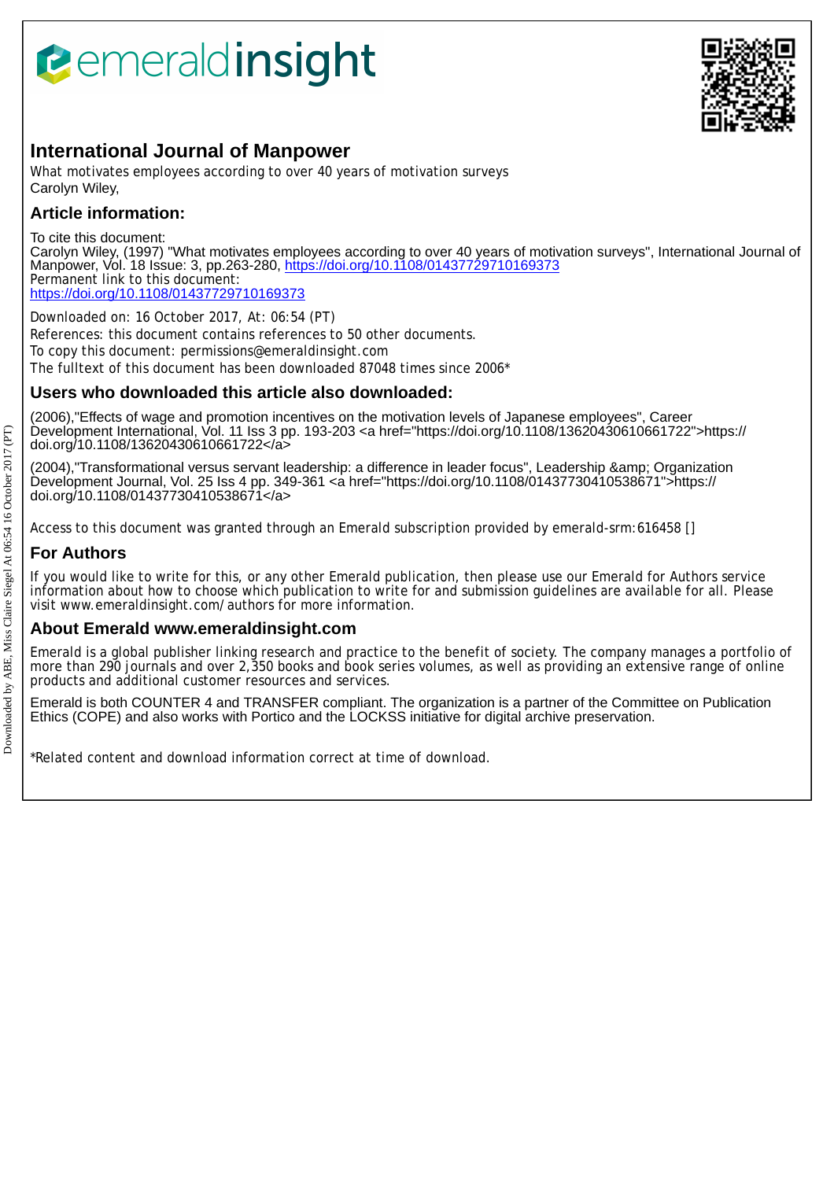emeraldinsight

# International Journal of Manpower

What motivates employees according to over 40 years of motivation surveys
Carolyn Wiley,

## Article information:

To cite this document:
Carolyn Wiley, (1997) "What motivates employees according to over 40 years of motivation surveys", International Journal of Manpower, Vol. 18 Issue: 3, pp.263-280, https://doi.org/10.1108/01437729710169373
Permanent link to this document:
https://doi.org/10.1108/01437729710169373

Downloaded on: 16 October 2017, At: 06:54 (PT)
References: this document contains references to 50 other documents.
To copy this document: permissions@emeraldinsight.com
The fulltext of this document has been downloaded 87048 times since 2006*

## Users who downloaded this article also downloaded:

(2006),"Effects of wage and promotion incentives on the motivation levels of Japanese employees", Career Development International, Vol. 11 Iss 3 pp. 193-203 <a href="https://doi.org/10.1108/13620430610661722">https://doi.org/10.1108/13620430610661722</a>

(2004),"Transformational versus servant leadership: a difference in leader focus", Leadership &amp; Organization Development Journal, Vol. 25 Iss 4 pp. 349-361 <a href="https://doi.org/10.1108/01437730410538671">https://doi.org/10.1108/01437730410538671</a>

Access to this document was granted through an Emerald subscription provided by emerald-srm:616458 []

## For Authors

If you would like to write for this, or any other Emerald publication, then please use our Emerald for Authors service information about how to choose which publication to write for and submission guidelines are available for all. Please visit www.emeraldinsight.com/authors for more information.

## About Emerald www.emeraldinsight.com

Emerald is a global publisher linking research and practice to the benefit of society. The company manages a portfolio of more than 290 journals and over 2,350 books and book series volumes, as well as providing an extensive range of online products and additional customer resources and services.

Emerald is both COUNTER 4 and TRANSFER compliant. The organization is a partner of the Committee on Publication Ethics (COPE) and also works with Portico and the LOCKSS initiative for digital archive preservation.

*Related content and download information correct at time of download.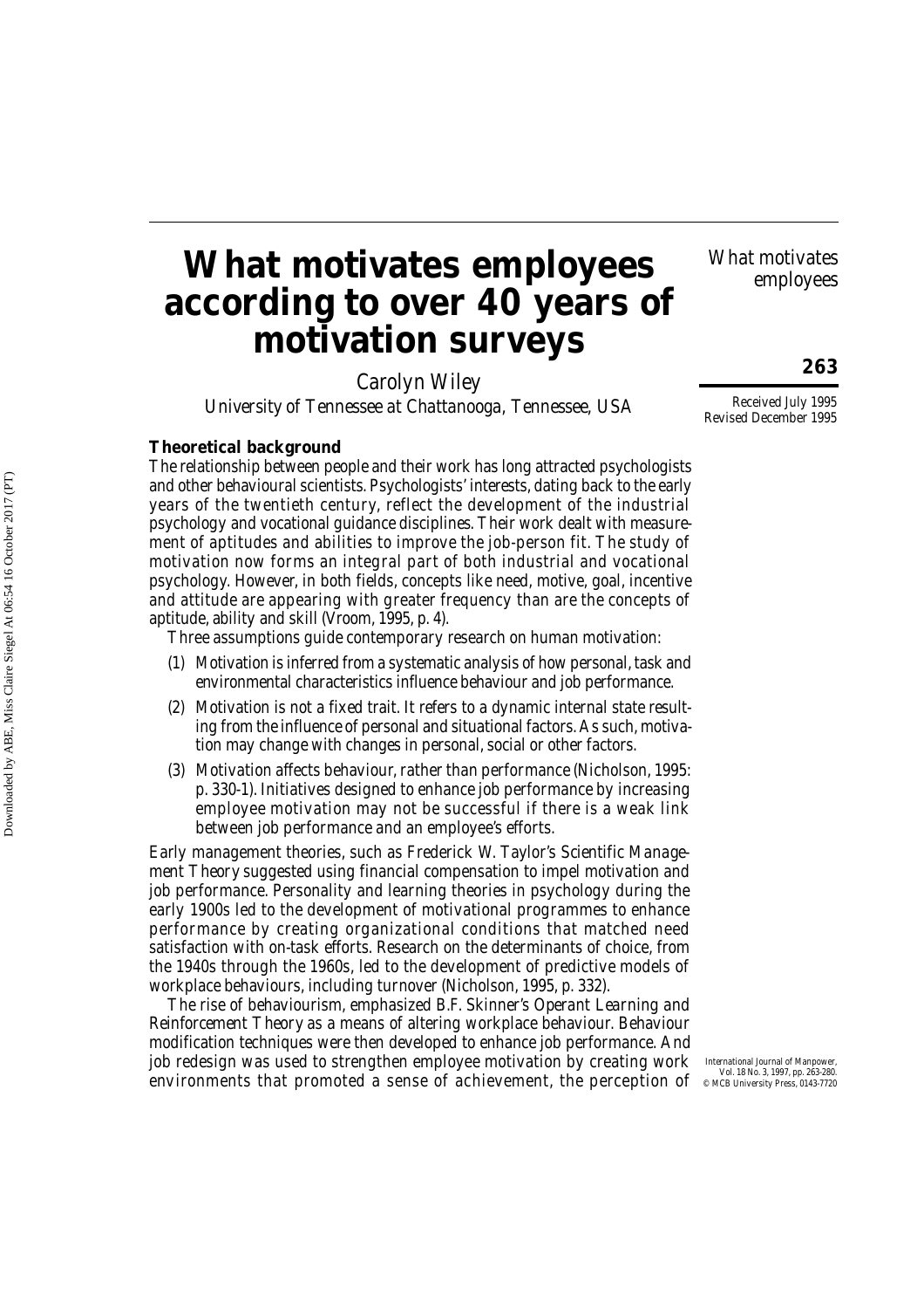# What motivates employees according to over 40 years of motivation surveys

Carolyn Wiley

*University of Tennessee at Chattanooga, Tennessee, USA*

Received July 1995
Revised December 1995

## Theoretical background

The relationship between people and their work has long attracted psychologists and other behavioural scientists. Psychologists' interests, dating back to the early years of the twentieth century, reflect the development of the industrial psychology and vocational guidance disciplines. Their work dealt with measurement of aptitudes and abilities to improve the job-person fit. The study of motivation now forms an integral part of both industrial and vocational psychology. However, in both fields, concepts like need, motive, goal, incentive and attitude are appearing with greater frequency than are the concepts of aptitude, ability and skill (Vroom, 1995, p. 4).

Three assumptions guide contemporary research on human motivation:

(1) Motivation is inferred from a systematic analysis of how personal, task and environmental characteristics influence behaviour and job performance.

(2) Motivation is not a fixed trait. It refers to a dynamic internal state resulting from the influence of personal and situational factors. As such, motivation may change with changes in personal, social or other factors.

(3) Motivation affects behaviour, rather than performance (Nicholson, 1995: p. 330-1). Initiatives designed to enhance job performance by increasing employee motivation may not be successful if there is a weak link between job performance and an employee's efforts.

Early management theories, such as Frederick W. Taylor's Scientific Management Theory suggested using financial compensation to impel motivation and job performance. Personality and learning theories in psychology during the early 1900s led to the development of motivational programmes to enhance performance by creating organizational conditions that matched need satisfaction with on-task efforts. Research on the determinants of choice, from the 1940s through the 1960s, led to the development of predictive models of workplace behaviours, including turnover (Nicholson, 1995, p. 332).

The rise of behaviourism, emphasized B.F. Skinner's Operant Learning and Reinforcement Theory as a means of altering workplace behaviour. Behaviour modification techniques were then developed to enhance job performance. And job redesign was used to strengthen employee motivation by creating work environments that promoted a sense of achievement, the perception of

International Journal of Manpower, Vol. 18 No. 3, 1997, pp. 263-280. © MCB University Press, 0143-7720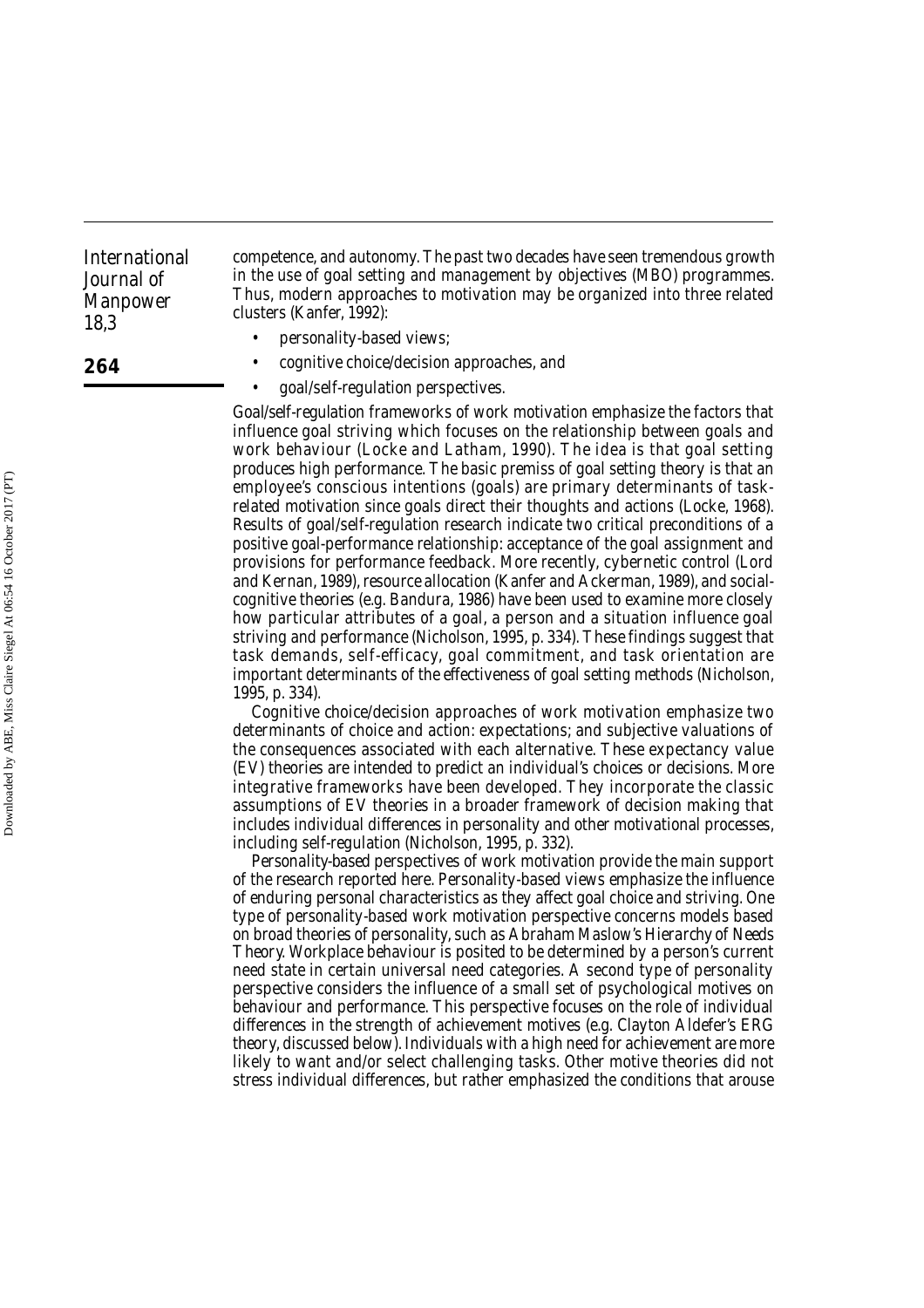competence, and autonomy. The past two decades have seen tremendous growth in the use of goal setting and management by objectives (MBO) programmes. Thus, modern approaches to motivation may be organized into three related clusters (Kanfer, 1992):

- personality-based views;
- cognitive choice/decision approaches, and
- goal/self-regulation perspectives.

Goal/self-regulation frameworks of work motivation emphasize the factors that influence goal striving which focuses on the relationship between goals and work behaviour (Locke and Latham, 1990). The idea is that goal setting produces high performance. The basic premiss of goal setting theory is that an employee's conscious intentions (goals) are primary determinants of task-related motivation since goals direct their thoughts and actions (Locke, 1968). Results of goal/self-regulation research indicate two critical preconditions of a positive goal-performance relationship: acceptance of the goal assignment and provisions for performance feedback. More recently, cybernetic control (Lord and Kernan, 1989), resource allocation (Kanfer and Ackerman, 1989), and social-cognitive theories (e.g. Bandura, 1986) have been used to examine more closely how particular attributes of a goal, a person and a situation influence goal striving and performance (Nicholson, 1995, p. 334). These findings suggest that task demands, self-efficacy, goal commitment, and task orientation are important determinants of the effectiveness of goal setting methods (Nicholson, 1995, p. 334).

Cognitive choice/decision approaches of work motivation emphasize two determinants of choice and action: expectations; and subjective valuations of the consequences associated with each alternative. These expectancy value (EV) theories are intended to predict an individual's choices or decisions. More integrative frameworks have been developed. They incorporate the classic assumptions of EV theories in a broader framework of decision making that includes individual differences in personality and other motivational processes, including self-regulation (Nicholson, 1995, p. 332).

Personality-based perspectives of work motivation provide the main support of the research reported here. Personality-based views emphasize the influence of enduring personal characteristics as they affect goal choice and striving. One type of personality-based work motivation perspective concerns models based on broad theories of personality, such as Abraham Maslow's Hierarchy of Needs Theory. Workplace behaviour is posited to be determined by a person's current need state in certain universal need categories. A second type of personality perspective considers the influence of a small set of psychological motives on behaviour and performance. This perspective focuses on the role of individual differences in the strength of achievement motives (e.g. Clayton Aldefer's ERG theory, discussed below). Individuals with a high need for achievement are more likely to want and/or select challenging tasks. Other motive theories did not stress individual differences, but rather emphasized the conditions that arouse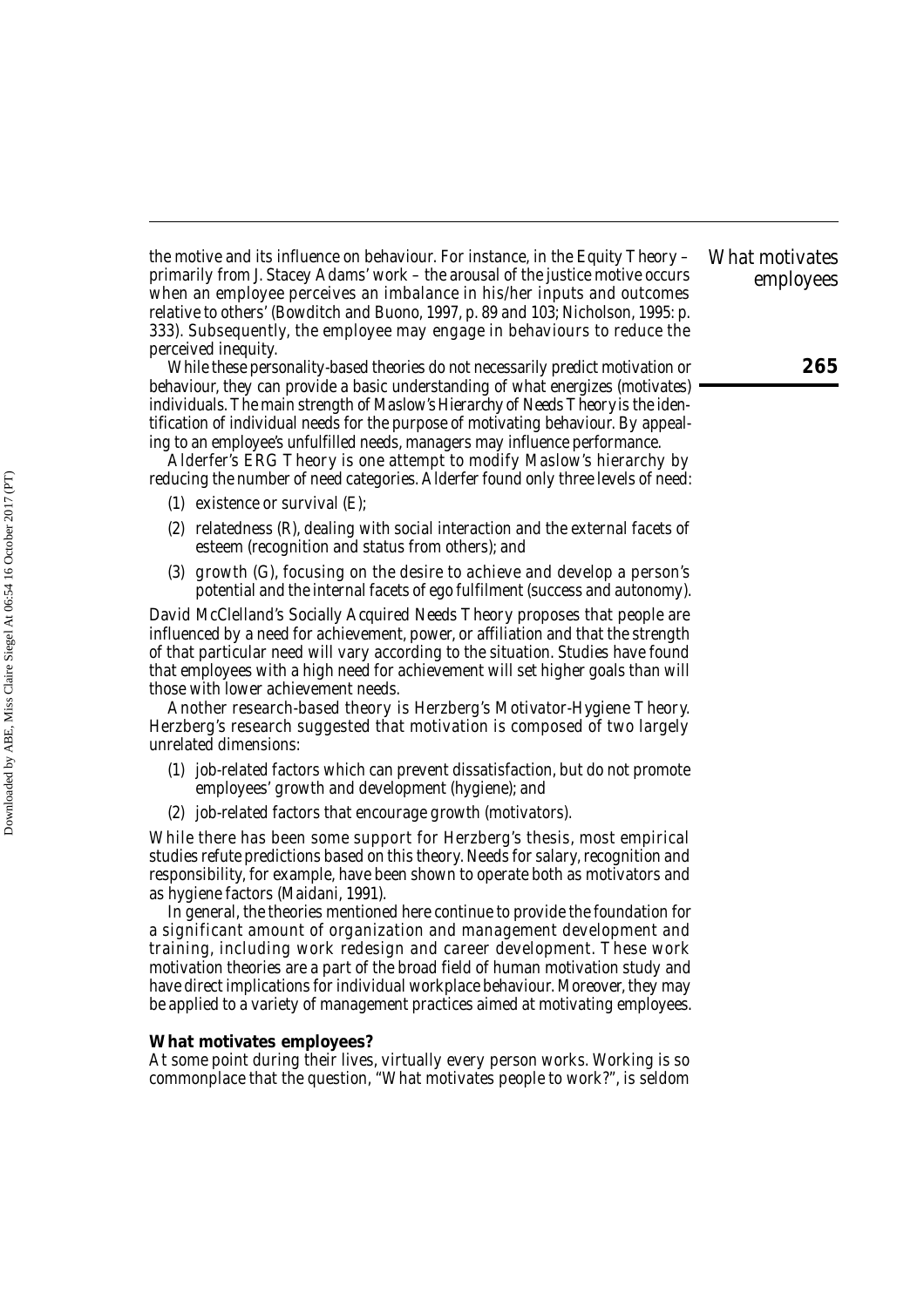the motive and its influence on behaviour. For instance, in the Equity Theory – primarily from J. Stacey Adams' work – the arousal of the justice motive occurs when an employee perceives an imbalance in his/her inputs and outcomes relative to others' (Bowditch and Buono, 1997, p. 89 and 103; Nicholson, 1995: p. 333). Subsequently, the employee may engage in behaviours to reduce the perceived inequity.

While these personality-based theories do not necessarily predict motivation or behaviour, they can provide a basic understanding of what energizes (motivates) individuals. The main strength of Maslow's Hierarchy of Needs Theory is the identification of individual needs for the purpose of motivating behaviour. By appealing to an employee's unfulfilled needs, managers may influence performance.

Alderfer's ERG Theory is one attempt to modify Maslow's hierarchy by reducing the number of need categories. Alderfer found only three levels of need:

(1) existence or survival (E);

(2) relatedness (R), dealing with social interaction and the external facets of esteem (recognition and status from others); and

(3) growth (G), focusing on the desire to achieve and develop a person's potential and the internal facets of ego fulfilment (success and autonomy).

David McClelland's Socially Acquired Needs Theory proposes that people are influenced by a need for achievement, power, or affiliation and that the strength of that particular need will vary according to the situation. Studies have found that employees with a high need for achievement will set higher goals than will those with lower achievement needs.

Another research-based theory is Herzberg's Motivator-Hygiene Theory. Herzberg's research suggested that motivation is composed of two largely unrelated dimensions:

(1) job-related factors which can prevent dissatisfaction, but do not promote employees' growth and development (hygiene); and

(2) job-related factors that encourage growth (motivators).

While there has been some support for Herzberg's thesis, most empirical studies refute predictions based on this theory. Needs for salary, recognition and responsibility, for example, have been shown to operate both as motivators and as hygiene factors (Maidani, 1991).

In general, the theories mentioned here continue to provide the foundation for a significant amount of organization and management development and training, including work redesign and career development. These work motivation theories are a part of the broad field of human motivation study and have direct implications for individual workplace behaviour. Moreover, they may be applied to a variety of management practices aimed at motivating employees.

### What motivates employees?

At some point during their lives, virtually every person works. Working is so commonplace that the question, "What motivates people to work?", is seldom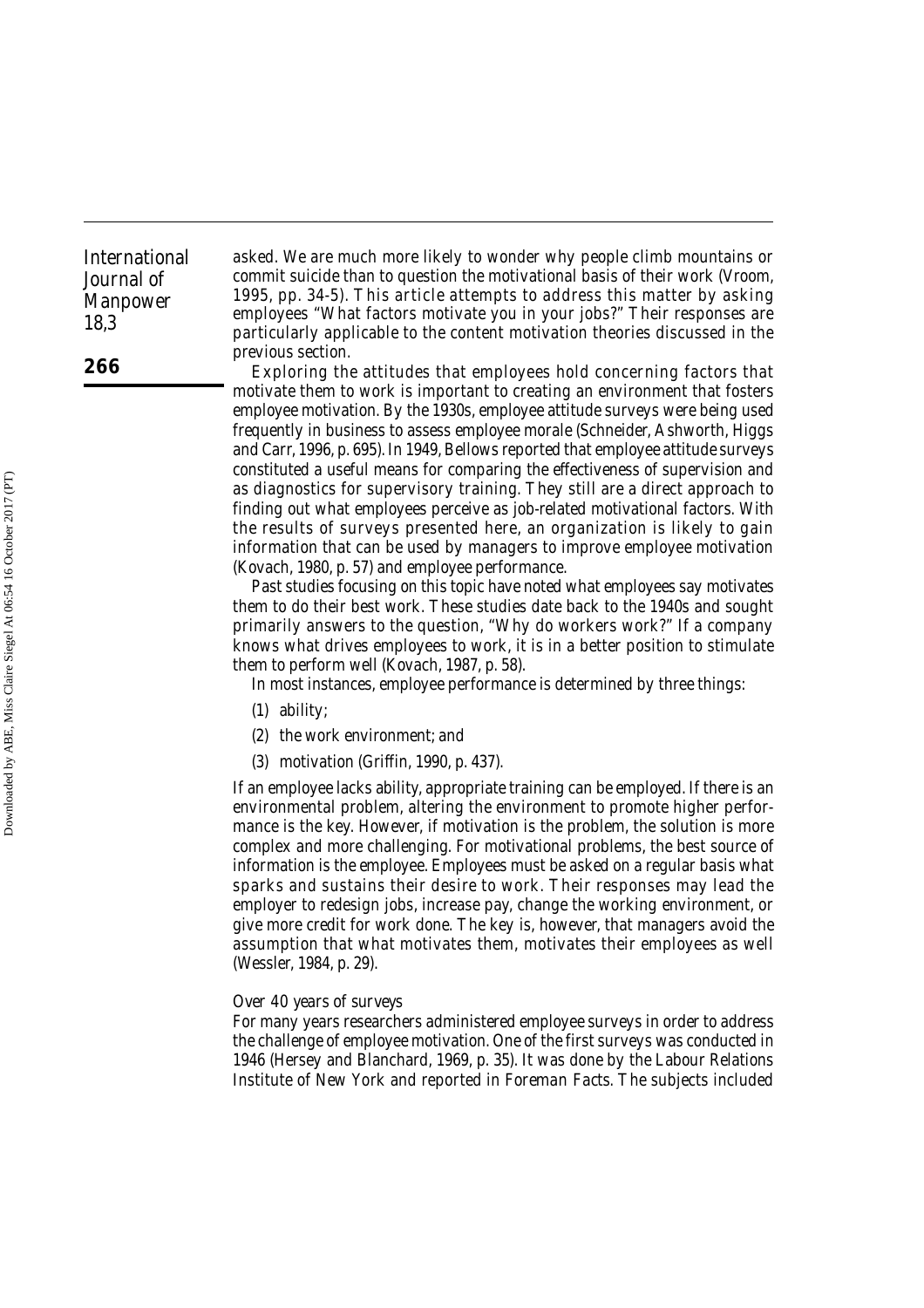asked. We are much more likely to wonder why people climb mountains or commit suicide than to question the motivational basis of their work (Vroom, 1995, pp. 34-5). This article attempts to address this matter by asking employees "What factors motivate you in your jobs?" Their responses are particularly applicable to the content motivation theories discussed in the previous section.

Exploring the attitudes that employees hold concerning factors that motivate them to work is important to creating an environment that fosters employee motivation. By the 1930s, employee attitude surveys were being used frequently in business to assess employee morale (Schneider, Ashworth, Higgs and Carr, 1996, p. 695). In 1949, Bellows reported that employee attitude surveys constituted a useful means for comparing the effectiveness of supervision and as diagnostics for supervisory training. They still are a direct approach to finding out what employees perceive as job-related motivational factors. With the results of surveys presented here, an organization is likely to gain information that can be used by managers to improve employee motivation (Kovach, 1980, p. 57) and employee performance.

Past studies focusing on this topic have noted what employees say motivates them to do their best work. These studies date back to the 1940s and sought primarily answers to the question, "Why do workers work?" If a company knows what drives employees to work, it is in a better position to stimulate them to perform well (Kovach, 1987, p. 58).

In most instances, employee performance is determined by three things:

(1) ability;

(2) the work environment; and

(3) motivation (Griffin, 1990, p. 437).

If an employee lacks ability, appropriate training can be employed. If there is an environmental problem, altering the environment to promote higher performance is the key. However, if motivation is the problem, the solution is more complex and more challenging. For motivational problems, the best source of information is the employee. Employees must be asked on a regular basis what sparks and sustains their desire to work. Their responses may lead the employer to redesign jobs, increase pay, change the working environment, or give more credit for work done. The key is, however, that managers avoid the assumption that what motivates them, motivates their employees as well (Wessler, 1984, p. 29).

### *Over 40 years of surveys*

For many years researchers administered employee surveys in order to address the challenge of employee motivation. One of the first surveys was conducted in 1946 (Hersey and Blanchard, 1969, p. 35). It was done by the Labour Relations Institute of New York and reported in *Foreman Facts*. The subjects included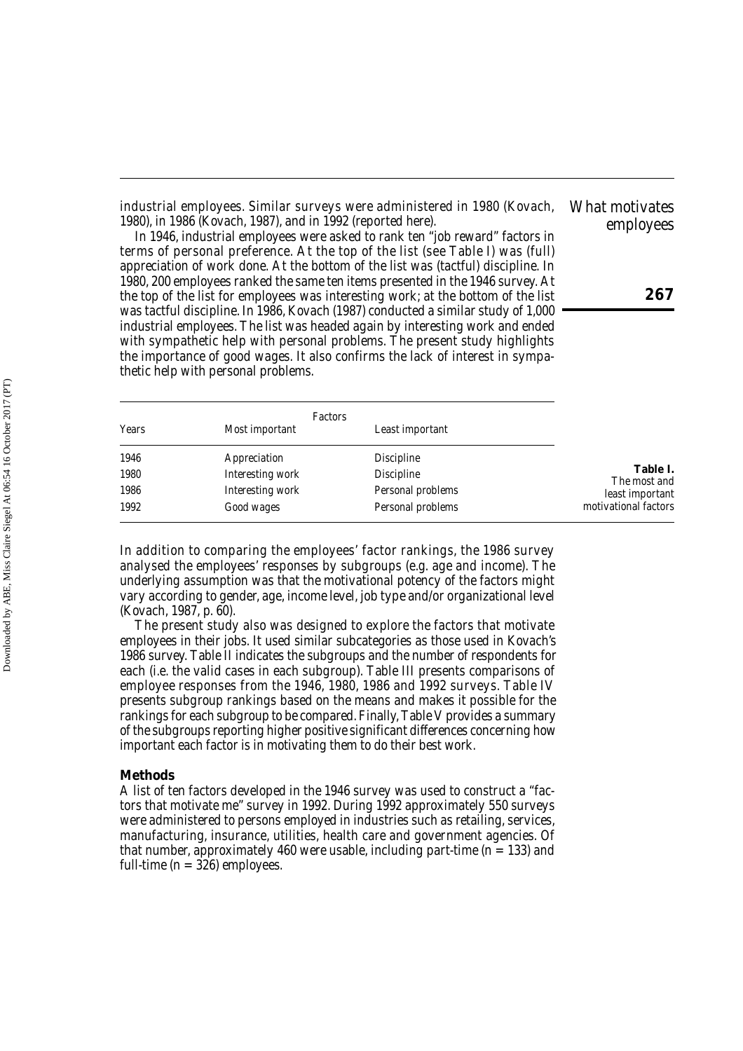industrial employees. Similar surveys were administered in 1980 (Kovach, 1980), in 1986 (Kovach, 1987), and in 1992 (reported here).

In 1946, industrial employees were asked to rank ten "job reward" factors in terms of personal preference. At the top of the list (see Table I) was (full) appreciation of work done. At the bottom of the list was (tactful) discipline. In 1980, 200 employees ranked the same ten items presented in the 1946 survey. At the top of the list for employees was interesting work; at the bottom of the list was tactful discipline. In 1986, Kovach (1987) conducted a similar study of 1,000 industrial employees. The list was headed again by interesting work and ended with sympathetic help with personal problems. The present study highlights the importance of good wages. It also confirms the lack of interest in sympathetic help with personal problems.

**Table I.** The most and least important motivational factors

| | Factors | |
|---|---|---|
| Years | Most important | Least important |
| 1946 | Appreciation | Discipline |
| 1980 | Interesting work | Discipline |
| 1986 | Interesting work | Personal problems |
| 1992 | Good wages | Personal problems |

In addition to comparing the employees' factor rankings, the 1986 survey analysed the employees' responses by subgroups (e.g. age and income). The underlying assumption was that the motivational potency of the factors might vary according to gender, age, income level, job type and/or organizational level (Kovach, 1987, p. 60).

The present study also was designed to explore the factors that motivate employees in their jobs. It used similar subcategories as those used in Kovach's 1986 survey. Table II indicates the subgroups and the number of respondents for each (i.e. the valid cases in each subgroup). Table III presents comparisons of employee responses from the 1946, 1980, 1986 and 1992 surveys. Table IV presents subgroup rankings based on the means and makes it possible for the rankings for each subgroup to be compared. Finally, Table V provides a summary of the subgroups reporting higher positive significant differences concerning how important each factor is in motivating them to do their best work.

## Methods

A list of ten factors developed in the 1946 survey was used to construct a "factors that motivate me" survey in 1992. During 1992 approximately 550 surveys were administered to persons employed in industries such as retailing, services, manufacturing, insurance, utilities, health care and government agencies. Of that number, approximately 460 were usable, including part-time ($n = 133$) and full-time ($n = 326$) employees.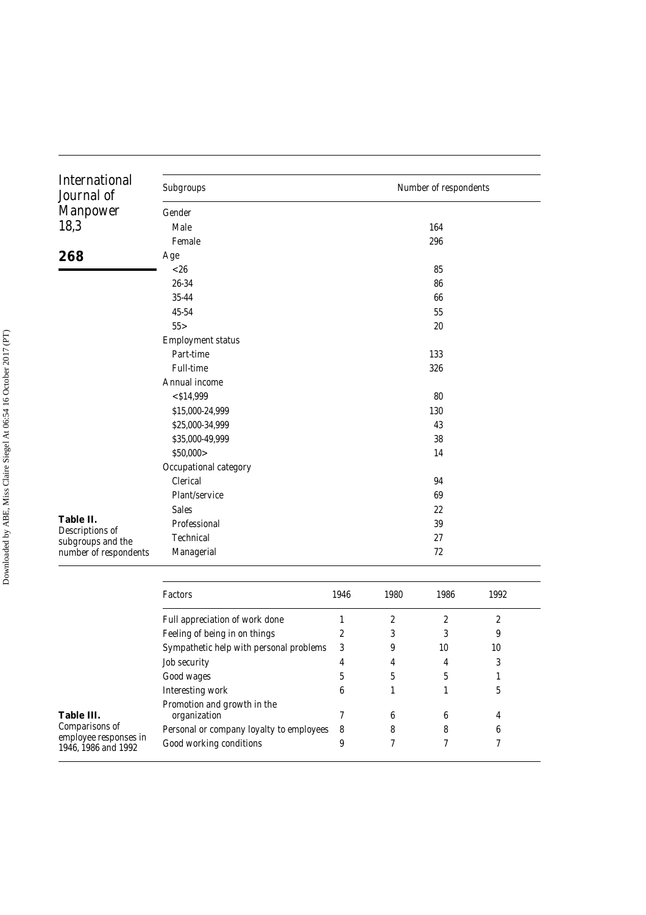**Table II.** Descriptions of subgroups and the number of respondents

| Subgroups | Number of respondents |
|---|---|
| Gender | |
| Male | 164 |
| Female | 296 |
| Age | |
| <26 | 85 |
| 26-34 | 86 |
| 35-44 | 66 |
| 45-54 | 55 |
| 55> | 20 |
| Employment status | |
| Part-time | 133 |
| Full-time | 326 |
| Annual income | |
| <$14,999 | 80 |
| $15,000-24,999 | 130 |
| $25,000-34,999 | 43 |
| $35,000-49,999 | 38 |
| $50,000> | 14 |
| Occupational category | |
| Clerical | 94 |
| Plant/service | 69 |
| Sales | 22 |
| Professional | 39 |
| Technical | 27 |
| Managerial | 72 |

**Table III.** Comparisons of employee responses in 1946, 1986 and 1992

| Factors | 1946 | 1980 | 1986 | 1992 |
|---|---|---|---|---|
| Full appreciation of work done | 1 | 2 | 2 | 2 |
| Feeling of being in on things | 2 | 3 | 3 | 9 |
| Sympathetic help with personal problems | 3 | 9 | 10 | 10 |
| Job security | 4 | 4 | 4 | 3 |
| Good wages | 5 | 5 | 5 | 1 |
| Interesting work | 6 | 1 | 1 | 5 |
| Promotion and growth in the organization | 7 | 6 | 6 | 4 |
| Personal or company loyalty to employees | 8 | 8 | 8 | 6 |
| Good working conditions | 9 | 7 | 7 | 7 |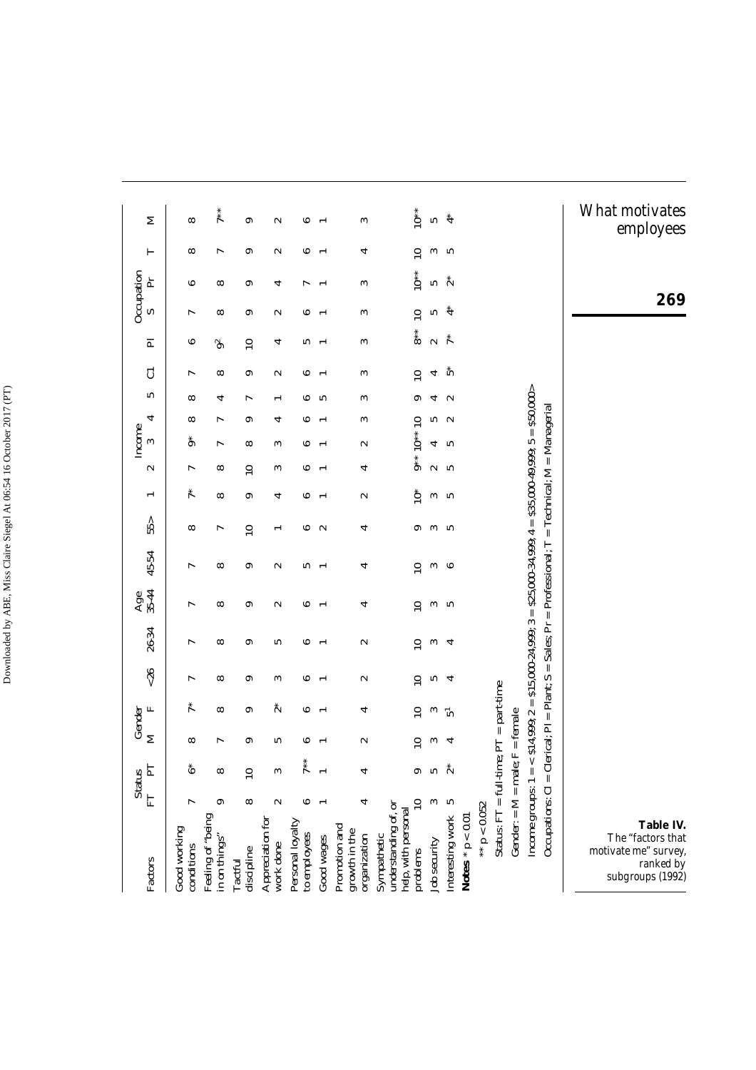**Table IV.** The "factors that motivate me" survey, ranked by subgroups (1992)

| Factors | Status | | Gender | | Age | | | | | Income | | | | | Occupation | | | | | |
|---|---|---|---|---|---|---|---|---|---|---|---|---|---|---|---|---|---|---|---|---|
| | FT | PT | M | F | <26 | 26-34 | 35-44 | 45-54 | 55> | 1 | 2 | 3 | 4 | 5 | Cl | Pl | S | Pr | T | M |
| Good working conditions | 7 | 6* | 8 | 7* | 7 | 7 | 7 | 7 | 8 | 7* | 7 | 9* | 8 | 8 | 7 | 6 | 7 | 6 | 8 | 8 |
| Feeling of "being in on things" | 9 | 8 | 7 | 8 | 8 | 8 | 8 | 8 | 7 | 8 | 8 | 7 | 7 | 4 | 8 | 9[2] | 8 | 8 | 7 | 7** |
| Tactful discipline | 8 | 10 | 9 | 9 | 9 | 9 | 9 | 9 | 10 | 9 | 10 | 8 | 9 | 7 | 9 | 10 | 9 | 9 | 9 | 9 |
| Appreciation for work done | 2 | 3 | 5 | 2* | 3 | 5 | 2 | 2 | 1 | 4 | 3 | 3 | 4 | 1 | 2 | 4 | 2 | 4 | 2 | 2 |
| Personal loyalty to employees | 6 | 7** | 6 | 6 | 6 | 6 | 6 | 5 | 6 | 6 | 6 | 6 | 6 | 6 | 6 | 5 | 6 | 7 | 6 | 6 |
| Good wages | 1 | 1 | 1 | 1 | 1 | 1 | 1 | 1 | 2 | 1 | 1 | 1 | 1 | 5 | 1 | 1 | 1 | 1 | 1 | 1 |
| Promotion and growth in the organization | 4 | 4 | 2 | 4 | 2 | 2 | 4 | 4 | 4 | 2 | 4 | 2 | 3 | 3 | 3 | 3 | 3 | 3 | 4 | 3 |
| Sympathetic understanding of, or help, with personal problems | 10 | 9 | 10 | 10 | 10 | 10 | 10 | 10 | 9 | 10* | 9** | 10** | 10 | 9 | 10 | 8** | 10 | 10** | 10 | 10** |
| Job security | 3 | 5 | 3 | 3 | 5 | 3 | 3 | 3 | 3 | 3 | 2 | 4 | 5 | 4 | 4 | 2 | 5 | 5 | 3 | 5 |
| Interesting work | 5 | 2* | 4 | 5[1] | 4 | 4 | 5 | 6 | 5 | 5 | 5 | 5 | 2 | 2 | 5* | 7* | 4* | 2* | 5 | 4* |

**Notes** * $p < 0.01$

** $p < 0.052$

Status: FT = full-time; PT = part-time

Gender: = M = male; F = female

Income groups: 1 = < \$14,999; 2 = \$15,000-24,999; 3 = \$25,000-34,999; 4 = \$35,000-49,999; 5 = \$50,000>

Occupations: Cl = Clerical; Pl = Plant; S = Sales; Pr = Professional; T = Technical; M = Managerial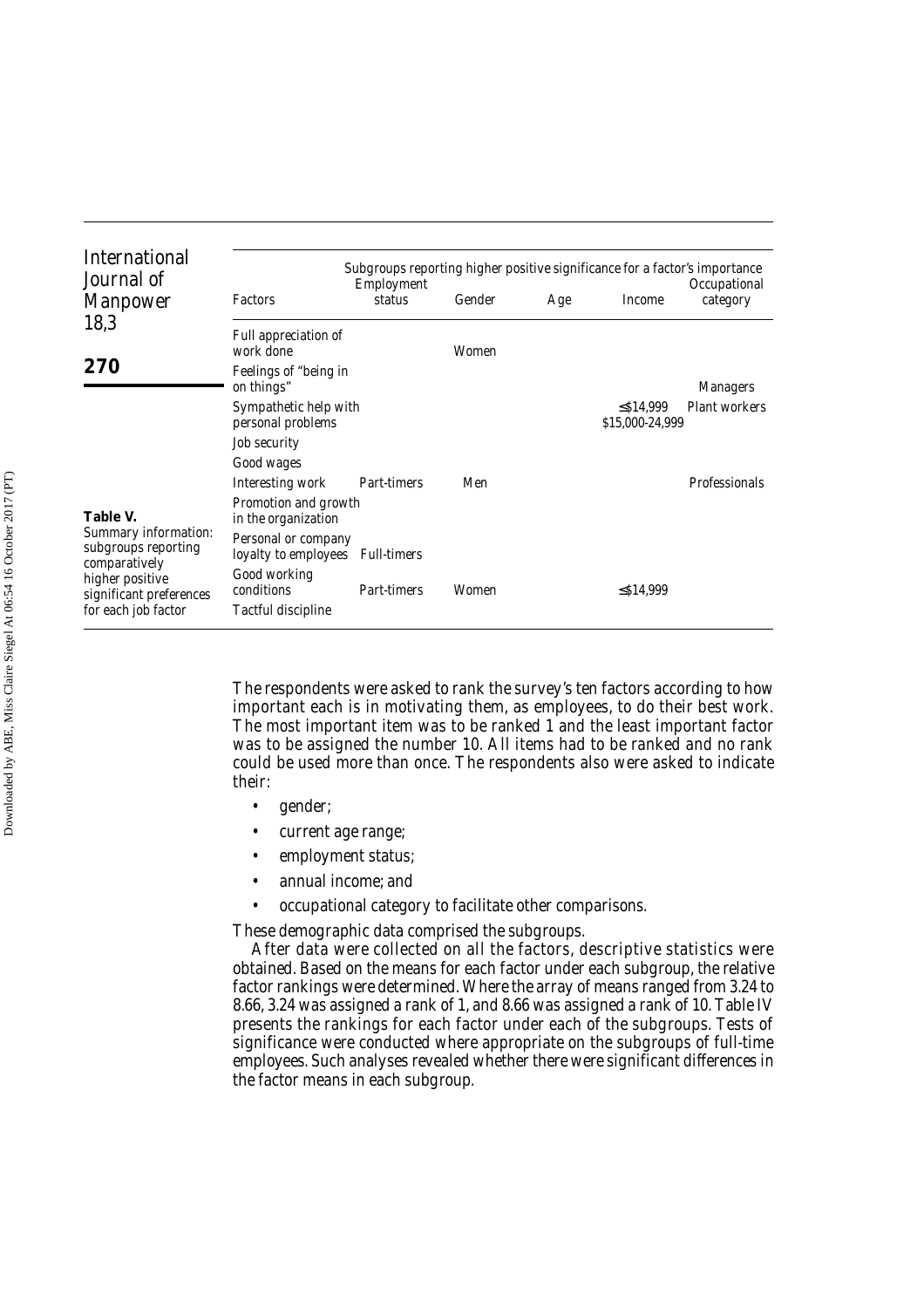**Table V.** Summary information: subgroups reporting comparatively higher positive significant preferences for each job factor

| Factors | Employment status | Gender | Age | Income | Occupational category |
|---|---|---|---|---|---|
| | *Subgroups reporting higher positive significance for a factor's importance* | | | | |
| Full appreciation of work done | | Women | | | |
| Feelings of "being in on things" | | | | | Managers |
| Sympathetic help with personal problems | | | | ≤$14,999 $15,000-24,999 | Plant workers |
| Job security | | | | | |
| Good wages | | | | | |
| Interesting work | Part-timers | Men | | | Professionals |
| Promotion and growth in the organization | | | | | |
| Personal or company loyalty to employees | Full-timers | | | | |
| Good working conditions | Part-timers | Women | | ≤$14,999 | |
| Tactful discipline | | | | | |

The respondents were asked to rank the survey's ten factors according to how important each is in motivating them, as employees, to do their best work. The most important item was to be ranked 1 and the least important factor was to be assigned the number 10. All items had to be ranked and no rank could be used more than once. The respondents also were asked to indicate their:

- gender;
- current age range;
- employment status;
- annual income; and
- occupational category to facilitate other comparisons.

These demographic data comprised the subgroups.

After data were collected on all the factors, descriptive statistics were obtained. Based on the means for each factor under each subgroup, the relative factor rankings were determined. Where the array of means ranged from 3.24 to 8.66, 3.24 was assigned a rank of 1, and 8.66 was assigned a rank of 10. Table IV presents the rankings for each factor under each of the subgroups. Tests of significance were conducted where appropriate on the subgroups of full-time employees. Such analyses revealed whether there were significant differences in the factor means in each subgroup.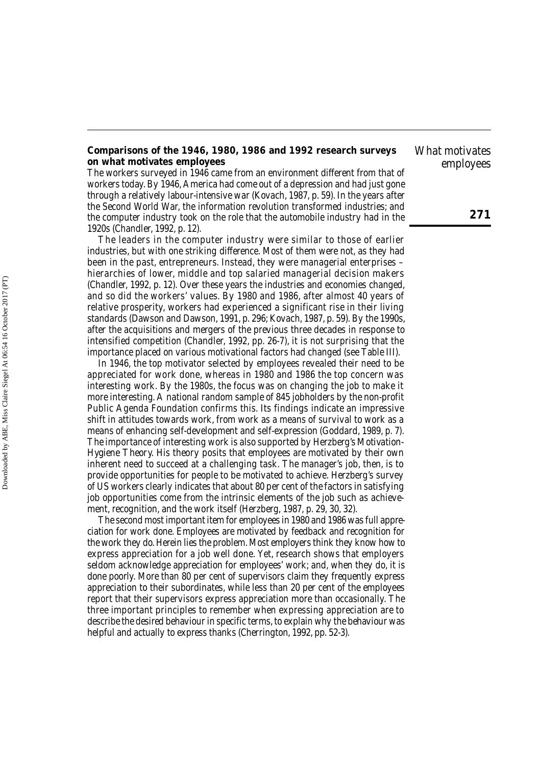**Comparisons of the 1946, 1980, 1986 and 1992 research surveys on what motivates employees**

The workers surveyed in 1946 came from an environment different from that of workers today. By 1946, America had come out of a depression and had just gone through a relatively labour-intensive war (Kovach, 1987, p. 59). In the years after the Second World War, the information revolution transformed industries; and the computer industry took on the role that the automobile industry had in the 1920s (Chandler, 1992, p. 12).

The leaders in the computer industry were similar to those of earlier industries, but with one striking difference. Most of them were not, as they had been in the past, entrepreneurs. Instead, they were managerial enterprises – hierarchies of lower, middle and top salaried managerial decision makers (Chandler, 1992, p. 12). Over these years the industries and economies changed, and so did the workers' values. By 1980 and 1986, after almost 40 years of relative prosperity, workers had experienced a significant rise in their living standards (Dawson and Dawson, 1991, p. 296; Kovach, 1987, p. 59). By the 1990s, after the acquisitions and mergers of the previous three decades in response to intensified competition (Chandler, 1992, pp. 26-7), it is not surprising that the importance placed on various motivational factors had changed (see Table III).

In 1946, the top motivator selected by employees revealed their need to be appreciated for work done, whereas in 1980 and 1986 the top concern was interesting work. By the 1980s, the focus was on changing the job to make it more interesting. A national random sample of 845 jobholders by the non-profit Public Agenda Foundation confirms this. Its findings indicate an impressive shift in attitudes towards work, from work as a means of survival to work as a means of enhancing self-development and self-expression (Goddard, 1989, p. 7). The importance of interesting work is also supported by Herzberg's Motivation-Hygiene Theory. His theory posits that employees are motivated by their own inherent need to succeed at a challenging task. The manager's job, then, is to provide opportunities for people to be motivated to achieve. Herzberg's survey of US workers clearly indicates that about 80 per cent of the factors in satisfying job opportunities come from the intrinsic elements of the job such as achievement, recognition, and the work itself (Herzberg, 1987, p. 29, 30, 32).

The second most important item for employees in 1980 and 1986 was full appreciation for work done. Employees are motivated by feedback and recognition for the work they do. Herein lies the problem. Most employers think they know how to express appreciation for a job well done. Yet, research shows that employers seldom acknowledge appreciation for employees' work; and, when they do, it is done poorly. More than 80 per cent of supervisors claim they frequently express appreciation to their subordinates, while less than 20 per cent of the employees report that their supervisors express appreciation more than occasionally. The three important principles to remember when expressing appreciation are to describe the desired behaviour in specific terms, to explain why the behaviour was helpful and actually to express thanks (Cherrington, 1992, pp. 52-3).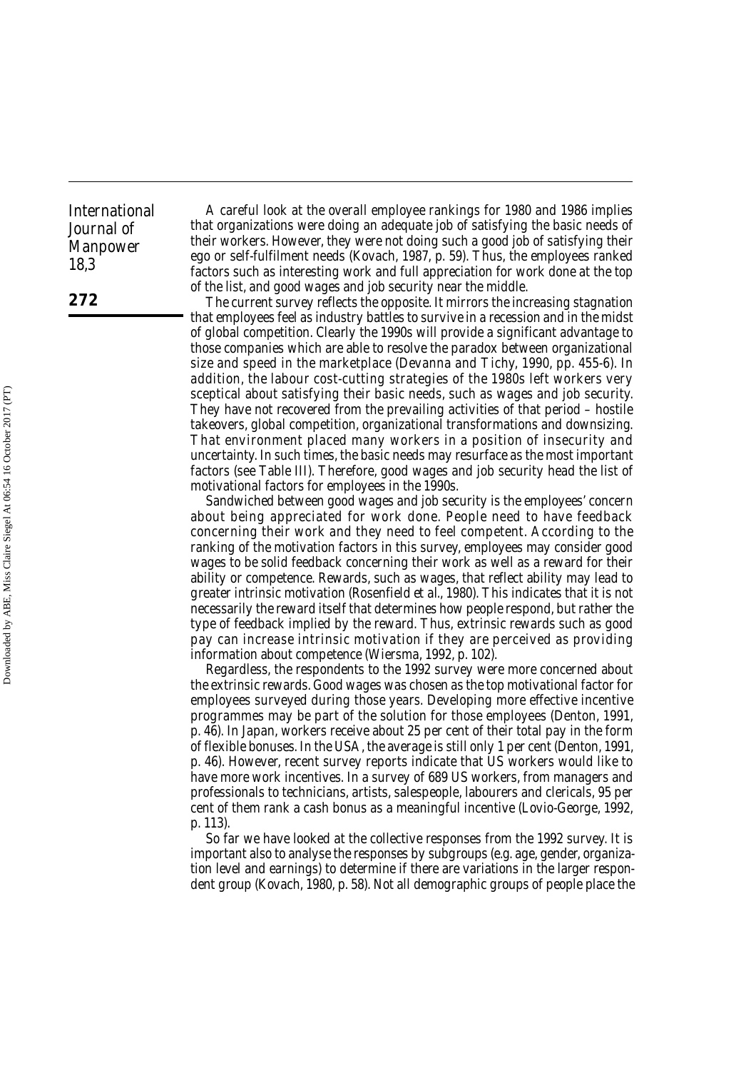A careful look at the overall employee rankings for 1980 and 1986 implies that organizations were doing an adequate job of satisfying the basic needs of their workers. However, they were not doing such a good job of satisfying their ego or self-fulfilment needs (Kovach, 1987, p. 59). Thus, the employees ranked factors such as interesting work and full appreciation for work done at the top of the list, and good wages and job security near the middle.

The current survey reflects the opposite. It mirrors the increasing stagnation that employees feel as industry battles to survive in a recession and in the midst of global competition. Clearly the 1990s will provide a significant advantage to those companies which are able to resolve the paradox between organizational size and speed in the marketplace (Devanna and Tichy, 1990, pp. 455-6). In addition, the labour cost-cutting strategies of the 1980s left workers very sceptical about satisfying their basic needs, such as wages and job security. They have not recovered from the prevailing activities of that period – hostile takeovers, global competition, organizational transformations and downsizing. That environment placed many workers in a position of insecurity and uncertainty. In such times, the basic needs may resurface as the most important factors (see Table III). Therefore, good wages and job security head the list of motivational factors for employees in the 1990s.

Sandwiched between good wages and job security is the employees' concern about being appreciated for work done. People need to have feedback concerning their work and they need to feel competent. According to the ranking of the motivation factors in this survey, employees may consider good wages to be solid feedback concerning their work as well as a reward for their ability or competence. Rewards, such as wages, that reflect ability may lead to greater intrinsic motivation (Rosenfield *et al*., 1980). This indicates that it is not necessarily the reward itself that determines how people respond, but rather the type of feedback implied by the reward. Thus, extrinsic rewards such as good pay can increase intrinsic motivation if they are perceived as providing information about competence (Wiersma, 1992, p. 102).

Regardless, the respondents to the 1992 survey were more concerned about the extrinsic rewards. Good wages was chosen as the top motivational factor for employees surveyed during those years. Developing more effective incentive programmes may be part of the solution for those employees (Denton, 1991, p. 46). In Japan, workers receive about 25 per cent of their total pay in the form of flexible bonuses. In the USA, the average is still only 1 per cent (Denton, 1991, p. 46). However, recent survey reports indicate that US workers would like to have more work incentives. In a survey of 689 US workers, from managers and professionals to technicians, artists, salespeople, labourers and clericals, 95 per cent of them rank a cash bonus as a meaningful incentive (Lovio-George, 1992, p. 113).

So far we have looked at the collective responses from the 1992 survey. It is important also to analyse the responses by subgroups (e.g. age, gender, organization level and earnings) to determine if there are variations in the larger respondent group (Kovach, 1980, p. 58). Not all demographic groups of people place the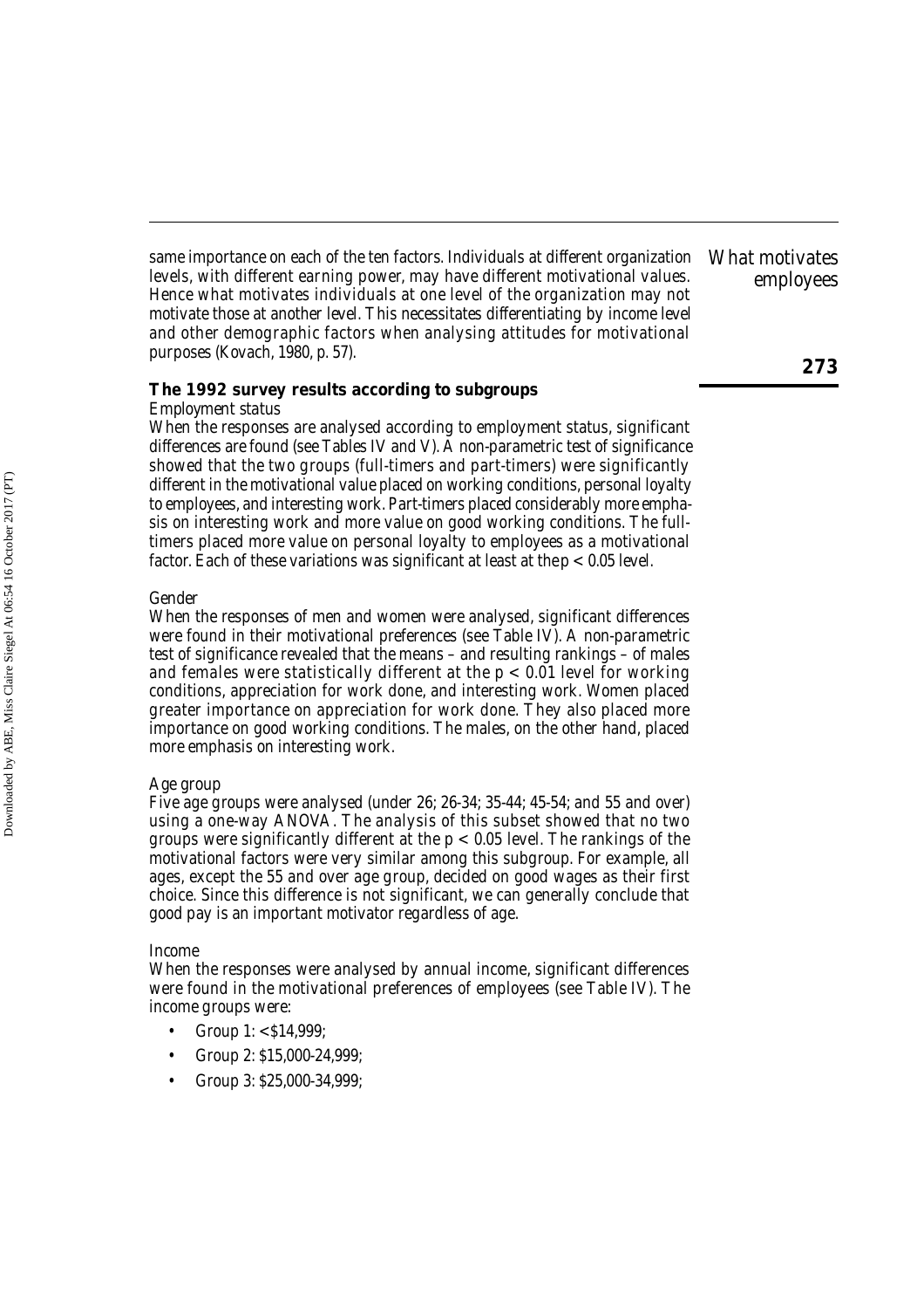same importance on each of the ten factors. Individuals at different organization levels, with different earning power, may have different motivational values. Hence what motivates individuals at one level of the organization may not motivate those at another level. This necessitates differentiating by income level and other demographic factors when analysing attitudes for motivational purposes (Kovach, 1980, p. 57).

**The 1992 survey results according to subgroups**

*Employment status*

When the responses are analysed according to employment status, significant differences are found (see Tables IV and V). A non-parametric test of significance showed that the two groups (full-timers and part-timers) were significantly different in the motivational value placed on working conditions, personal loyalty to employees, and interesting work. Part-timers placed considerably more emphasis on interesting work and more value on good working conditions. The full-timers placed more value on personal loyalty to employees as a motivational factor. Each of these variations was significant at least at the $p < 0.05$ level.

*Gender*

When the responses of men and women were analysed, significant differences were found in their motivational preferences (see Table IV). A non-parametric test of significance revealed that the means – and resulting rankings – of males and females were statistically different at the $p < 0.01$ level for working conditions, appreciation for work done, and interesting work. Women placed greater importance on appreciation for work done. They also placed more importance on good working conditions. The males, on the other hand, placed more emphasis on interesting work.

*Age group*

Five age groups were analysed (under 26; 26-34; 35-44; 45-54; and 55 and over) using a one-way ANOVA. The analysis of this subset showed that no two groups were significantly different at the $p < 0.05$ level. The rankings of the motivational factors were very similar among this subgroup. For example, all ages, except the 55 and over age group, decided on good wages as their first choice. Since this difference is not significant, we can generally conclude that good pay is an important motivator regardless of age.

*Income*

When the responses were analysed by annual income, significant differences were found in the motivational preferences of employees (see Table IV). The income groups were:

- Group 1: <$14,999;
- Group 2: $15,000-24,999;
- Group 3: $25,000-34,999;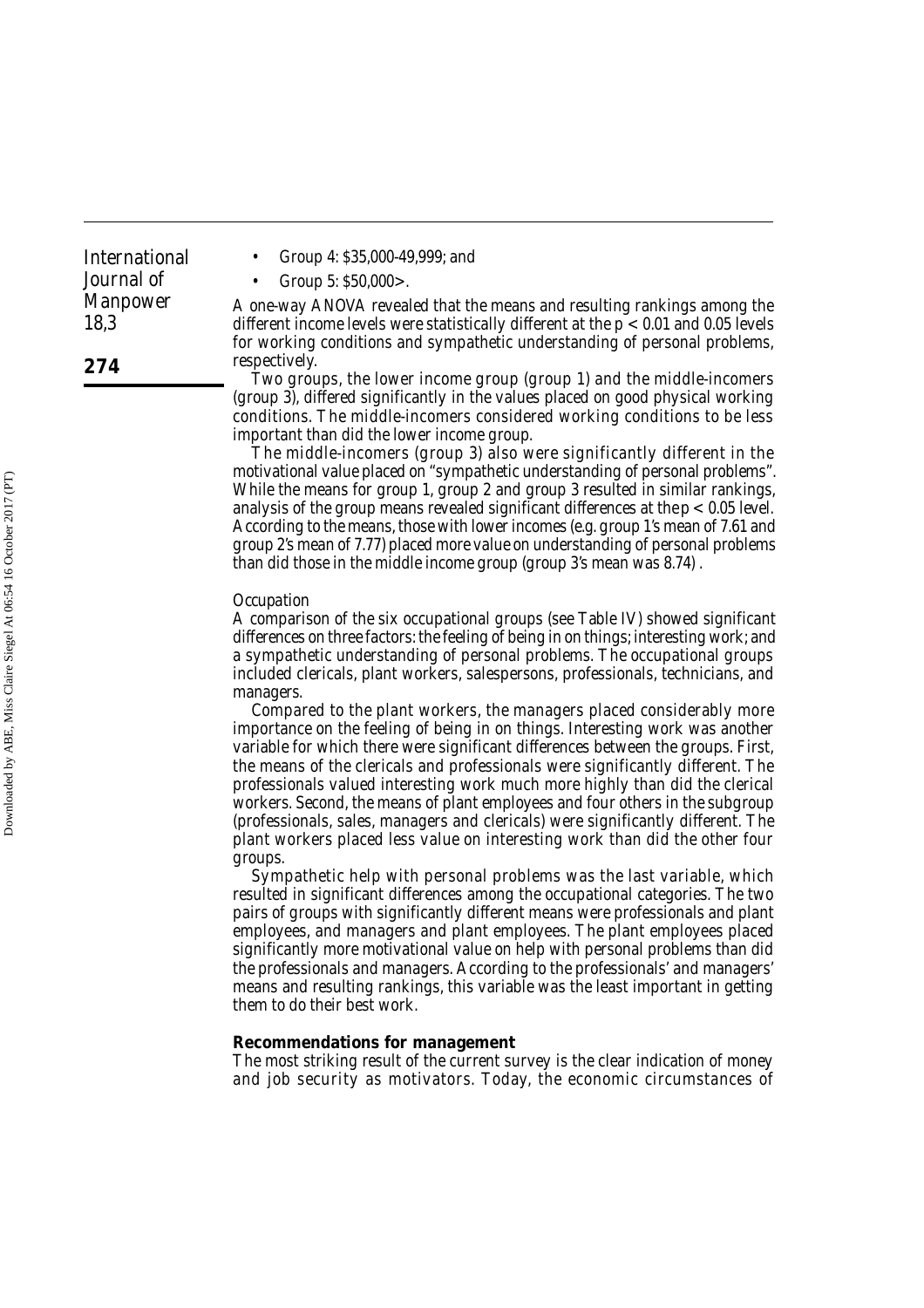- Group 4: \$35,000-49,999; and
- Group 5: \$50,000>.

A one-way ANOVA revealed that the means and resulting rankings among the different income levels were statistically different at the $p < 0.01$ and 0.05 levels for working conditions and sympathetic understanding of personal problems, respectively.

Two groups, the lower income group (group 1) and the middle-incomers (group 3), differed significantly in the values placed on good physical working conditions. The middle-incomers considered working conditions to be less important than did the lower income group.

The middle-incomers (group 3) also were significantly different in the motivational value placed on "sympathetic understanding of personal problems". While the means for group 1, group 2 and group 3 resulted in similar rankings, analysis of the group means revealed significant differences at the $p < 0.05$ level. According to the means, those with lower incomes (e.g. group 1's mean of 7.61 and group 2's mean of 7.77) placed more value on understanding of personal problems than did those in the middle income group (group 3's mean was 8.74).

*Occupation*

A comparison of the six occupational groups (see Table IV) showed significant differences on three factors: the feeling of being in on things; interesting work; and a sympathetic understanding of personal problems. The occupational groups included clericals, plant workers, salespersons, professionals, technicians, and managers.

Compared to the plant workers, the managers placed considerably more importance on the feeling of being in on things. Interesting work was another variable for which there were significant differences between the groups. First, the means of the clericals and professionals were significantly different. The professionals valued interesting work much more highly than did the clerical workers. Second, the means of plant employees and four others in the subgroup (professionals, sales, managers and clericals) were significantly different. The plant workers placed less value on interesting work than did the other four groups.

Sympathetic help with personal problems was the last variable, which resulted in significant differences among the occupational categories. The two pairs of groups with significantly different means were professionals and plant employees, and managers and plant employees. The plant employees placed significantly more motivational value on help with personal problems than did the professionals and managers. According to the professionals' and managers' means and resulting rankings, this variable was the least important in getting them to do their best work.

## Recommendations for management

The most striking result of the current survey is the clear indication of money and job security as motivators. Today, the economic circumstances of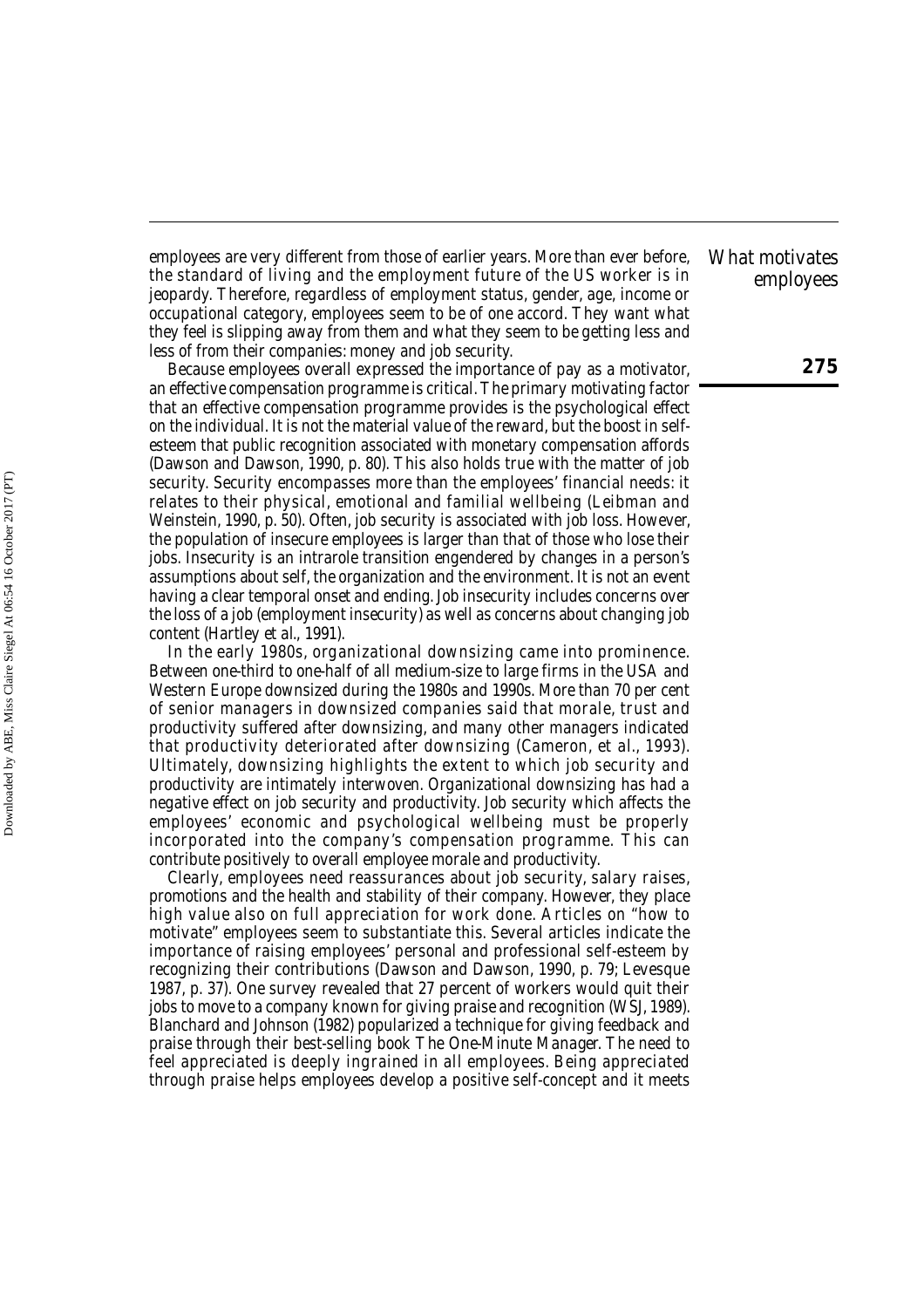employees are very different from those of earlier years. More than ever before, the standard of living and the employment future of the US worker is in jeopardy. Therefore, regardless of employment status, gender, age, income or occupational category, employees seem to be of one accord. They want what they feel is slipping away from them and what they seem to be getting less and less of from their companies: money and job security.

Because employees overall expressed the importance of pay as a motivator, an effective compensation programme is critical. The primary motivating factor that an effective compensation programme provides is the psychological effect on the individual. It is not the material value of the reward, but the boost in self-esteem that public recognition associated with monetary compensation affords (Dawson and Dawson, 1990, p. 80). This also holds true with the matter of job security. Security encompasses more than the employees' financial needs: it relates to their physical, emotional and familial wellbeing (Leibman and Weinstein, 1990, p. 50). Often, job security is associated with job loss. However, the population of insecure employees is larger than that of those who lose their jobs. Insecurity is an intrarole transition engendered by changes in a person's assumptions about self, the organization and the environment. It is not an event having a clear temporal onset and ending. Job insecurity includes concerns over the loss of a job (employment insecurity) as well as concerns about changing job content (Hartley *et al.*, 1991).

In the early 1980s, organizational downsizing came into prominence. Between one-third to one-half of all medium-size to large firms in the USA and Western Europe downsized during the 1980s and 1990s. More than 70 per cent of senior managers in downsized companies said that morale, trust and productivity suffered after downsizing, and many other managers indicated that productivity deteriorated after downsizing (Cameron, *et al.*, 1993). Ultimately, downsizing highlights the extent to which job security and productivity are intimately interwoven. Organizational downsizing has had a negative effect on job security and productivity. Job security which affects the employees' economic and psychological wellbeing must be properly incorporated into the company's compensation programme. This can contribute positively to overall employee morale and productivity.

Clearly, employees need reassurances about job security, salary raises, promotions and the health and stability of their company. However, they place high value also on full appreciation for work done. Articles on "how to motivate" employees seem to substantiate this. Several articles indicate the importance of raising employees' personal and professional self-esteem by recognizing their contributions (Dawson and Dawson, 1990, p. 79; Levesque 1987, p. 37). One survey revealed that 27 percent of workers would quit their jobs to move to a company known for giving praise and recognition (WSJ, 1989). Blanchard and Johnson (1982) popularized a technique for giving feedback and praise through their best-selling book *The One-Minute Manager*. The need to feel appreciated is deeply ingrained in all employees. Being appreciated through praise helps employees develop a positive self-concept and it meets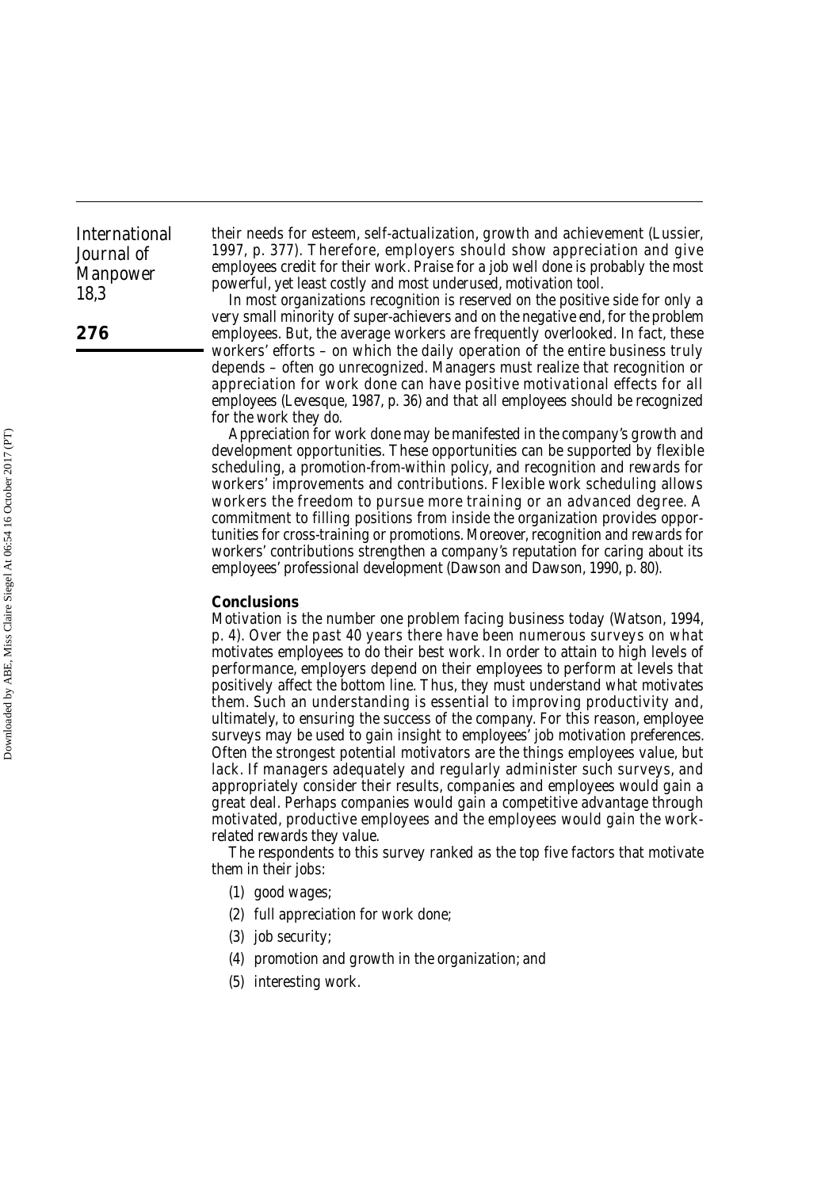their needs for esteem, self-actualization, growth and achievement (Lussier, 1997, p. 377). Therefore, employers should show appreciation and give employees credit for their work. Praise for a job well done is probably the most powerful, yet least costly and most underused, motivation tool.

In most organizations recognition is reserved on the positive side for only a very small minority of super-achievers and on the negative end, for the problem employees. But, the average workers are frequently overlooked. In fact, these workers' efforts – on which the daily operation of the entire business truly depends – often go unrecognized. Managers must realize that recognition or appreciation for work done can have positive motivational effects for all employees (Levesque, 1987, p. 36) and that all employees should be recognized for the work they do.

Appreciation for work done may be manifested in the company's growth and development opportunities. These opportunities can be supported by flexible scheduling, a promotion-from-within policy, and recognition and rewards for workers' improvements and contributions. Flexible work scheduling allows workers the freedom to pursue more training or an advanced degree. A commitment to filling positions from inside the organization provides opportunities for cross-training or promotions. Moreover, recognition and rewards for workers' contributions strengthen a company's reputation for caring about its employees' professional development (Dawson and Dawson, 1990, p. 80).

## Conclusions

Motivation is the number one problem facing business today (Watson, 1994, p. 4). Over the past 40 years there have been numerous surveys on what motivates employees to do their best work. In order to attain to high levels of performance, employers depend on their employees to perform at levels that positively affect the bottom line. Thus, they must understand what motivates them. Such an understanding is essential to improving productivity and, ultimately, to ensuring the success of the company. For this reason, employee surveys may be used to gain insight to employees' job motivation preferences. Often the strongest potential motivators are the things employees value, but lack. If managers adequately and regularly administer such surveys, and appropriately consider their results, companies and employees would gain a great deal. Perhaps companies would gain a competitive advantage through motivated, productive employees and the employees would gain the work-related rewards they value.

The respondents to this survey ranked as the top five factors that motivate them in their jobs:

(1) good wages;

(2) full appreciation for work done;

(3) job security;

(4) promotion and growth in the organization; and

(5) interesting work.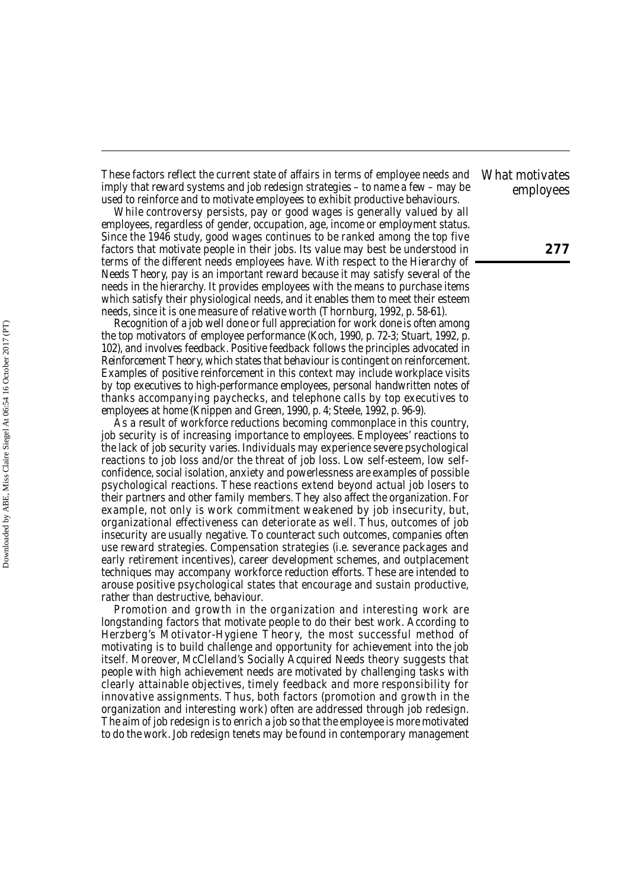These factors reflect the current state of affairs in terms of employee needs and imply that reward systems and job redesign strategies – to name a few – may be used to reinforce and to motivate employees to exhibit productive behaviours.

While controversy persists, pay or good wages is generally valued by all employees, regardless of gender, occupation, age, income or employment status. Since the 1946 study, good wages continues to be ranked among the top five factors that motivate people in their jobs. Its value may best be understood in terms of the different needs employees have. With respect to the Hierarchy of Needs Theory, pay is an important reward because it may satisfy several of the needs in the hierarchy. It provides employees with the means to purchase items which satisfy their physiological needs, and it enables them to meet their esteem needs, since it is one measure of relative worth (Thornburg, 1992, p. 58-61).

Recognition of a job well done or full appreciation for work done is often among the top motivators of employee performance (Koch, 1990, p. 72-3; Stuart, 1992, p. 102), and involves feedback. Positive feedback follows the principles advocated in Reinforcement Theory, which states that behaviour is contingent on reinforcement. Examples of positive reinforcement in this context may include workplace visits by top executives to high-performance employees, personal handwritten notes of thanks accompanying paychecks, and telephone calls by top executives to employees at home (Knippen and Green, 1990, p. 4; Steele, 1992, p. 96-9).

As a result of workforce reductions becoming commonplace in this country, job security is of increasing importance to employees. Employees' reactions to the lack of job security varies. Individuals may experience severe psychological reactions to job loss and/or the threat of job loss. Low self-esteem, low self-confidence, social isolation, anxiety and powerlessness are examples of possible psychological reactions. These reactions extend beyond actual job losers to their partners and other family members. They also affect the organization. For example, not only is work commitment weakened by job insecurity, but, organizational effectiveness can deteriorate as well. Thus, outcomes of job insecurity are usually negative. To counteract such outcomes, companies often use reward strategies. Compensation strategies (i.e. severance packages and early retirement incentives), career development schemes, and outplacement techniques may accompany workforce reduction efforts. These are intended to arouse positive psychological states that encourage and sustain productive, rather than destructive, behaviour.

Promotion and growth in the organization and interesting work are longstanding factors that motivate people to do their best work. According to Herzberg's Motivator-Hygiene Theory, the most successful method of motivating is to build challenge and opportunity for achievement into the job itself. Moreover, McClelland's Socially Acquired Needs theory suggests that people with high achievement needs are motivated by challenging tasks with clearly attainable objectives, timely feedback and more responsibility for innovative assignments. Thus, both factors (promotion and growth in the organization and interesting work) often are addressed through job redesign. The aim of job redesign is to enrich a job so that the employee is more motivated to do the work. Job redesign tenets may be found in contemporary management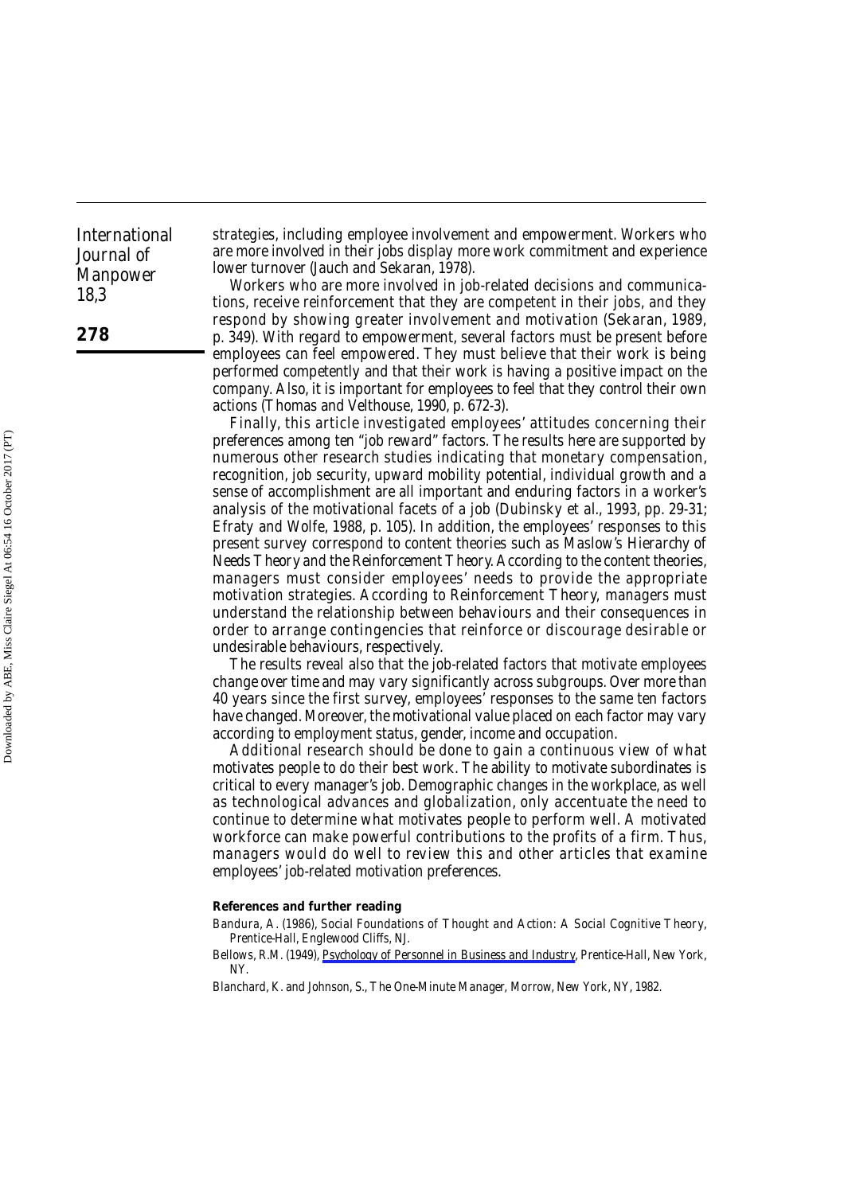strategies, including employee involvement and empowerment. Workers who are more involved in their jobs display more work commitment and experience lower turnover (Jauch and Sekaran, 1978).

Workers who are more involved in job-related decisions and communications, receive reinforcement that they are competent in their jobs, and they respond by showing greater involvement and motivation (Sekaran, 1989, p. 349). With regard to empowerment, several factors must be present before employees can feel empowered. They must believe that their work is being performed competently and that their work is having a positive impact on the company. Also, it is important for employees to feel that they control their own actions (Thomas and Velthouse, 1990, p. 672-3).

Finally, this article investigated employees' attitudes concerning their preferences among ten "job reward" factors. The results here are supported by numerous other research studies indicating that monetary compensation, recognition, job security, upward mobility potential, individual growth and a sense of accomplishment are all important and enduring factors in a worker's analysis of the motivational facets of a job (Dubinsky et al., 1993, pp. 29-31; Efraty and Wolfe, 1988, p. 105). In addition, the employees' responses to this present survey correspond to content theories such as Maslow's Hierarchy of Needs Theory and the Reinforcement Theory. According to the content theories, managers must consider employees' needs to provide the appropriate motivation strategies. According to Reinforcement Theory, managers must understand the relationship between behaviours and their consequences in order to arrange contingencies that reinforce or discourage desirable or undesirable behaviours, respectively.

The results reveal also that the job-related factors that motivate employees change over time and may vary significantly across subgroups. Over more than 40 years since the first survey, employees' responses to the same ten factors have changed. Moreover, the motivational value placed on each factor may vary according to employment status, gender, income and occupation.

Additional research should be done to gain a continuous view of what motivates people to do their best work. The ability to motivate subordinates is critical to every manager's job. Demographic changes in the workplace, as well as technological advances and globalization, only accentuate the need to continue to determine what motivates people to perform well. A motivated workforce can make powerful contributions to the profits of a firm. Thus, managers would do well to review this and other articles that examine employees' job-related motivation preferences.

**References and further reading**

Bandura, A. (1986), *Social Foundations of Thought and Action: A Social Cognitive Theory*, Prentice-Hall, Englewood Cliffs, NJ.

Bellows, R.M. (1949), *Psychology of Personnel in Business and Industry*, Prentice-Hall, New York, NY.

Blanchard, K. and Johnson, S., *The One-Minute Manager*, Morrow, New York, NY, 1982.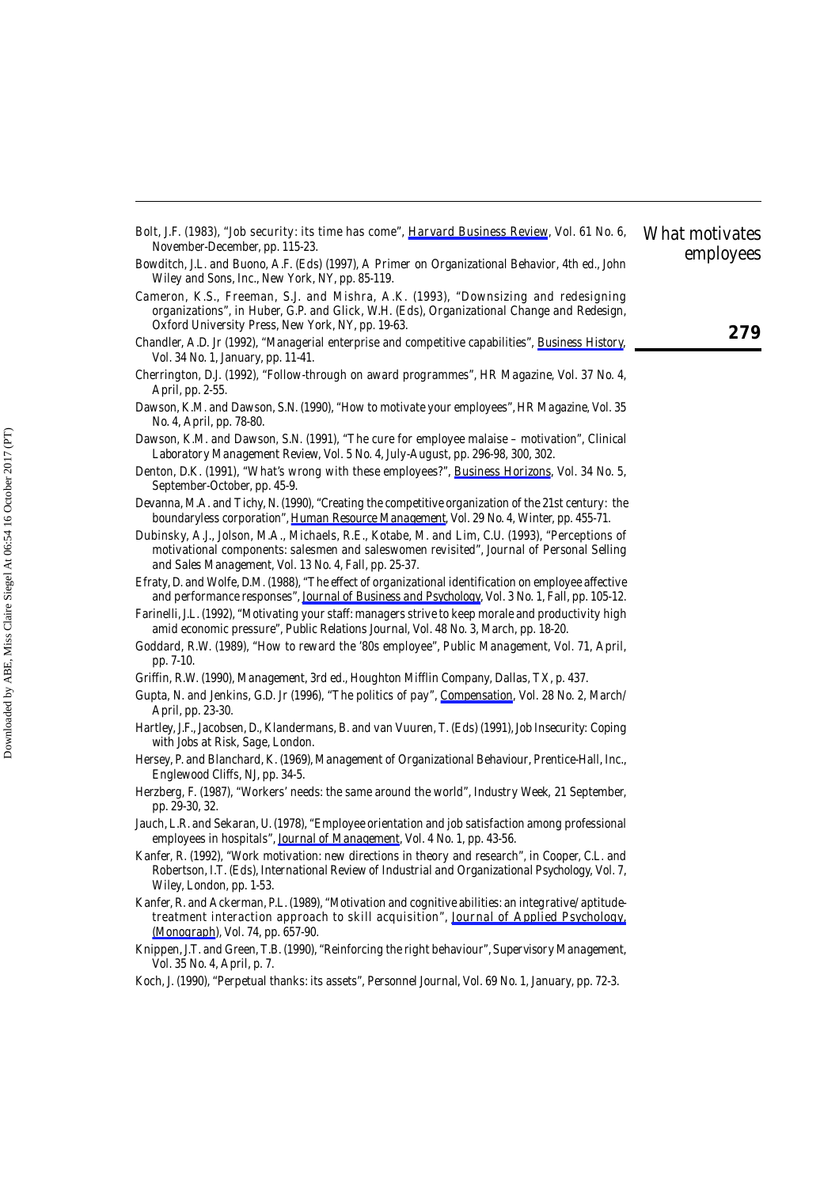Bolt, J.F. (1983), "Job security: its time has come", Harvard Business Review, Vol. 61 No. 6, November-December, pp. 115-23.

Bowditch, J.L. and Buono, A.F. (Eds) (1997), A Primer on Organizational Behavior, 4th ed., John Wiley and Sons, Inc., New York, NY, pp. 85-119.

Cameron, K.S., Freeman, S.J. and Mishra, A.K. (1993), "Downsizing and redesigning organizations", in Huber, G.P. and Glick, W.H. (Eds), Organizational Change and Redesign, Oxford University Press, New York, NY, pp. 19-63.

Chandler, A.D. Jr (1992), "Managerial enterprise and competitive capabilities", Business History, Vol. 34 No. 1, January, pp. 11-41.

Cherrington, D.J. (1992), "Follow-through on award programmes", HR Magazine, Vol. 37 No. 4, April, pp. 2-55.

Dawson, K.M. and Dawson, S.N. (1990), "How to motivate your employees", HR Magazine, Vol. 35 No. 4, April, pp. 78-80.

Dawson, K.M. and Dawson, S.N. (1991), "The cure for employee malaise – motivation", Clinical Laboratory Management Review, Vol. 5 No. 4, July-August, pp. 296-98, 300, 302.

Denton, D.K. (1991), "What's wrong with these employees?", Business Horizons, Vol. 34 No. 5, September-October, pp. 45-9.

Devanna, M.A. and Tichy, N. (1990), "Creating the competitive organization of the 21st century: the boundaryless corporation", Human Resource Management, Vol. 29 No. 4, Winter, pp. 455-71.

Dubinsky, A.J., Jolson, M.A., Michaels, R.E., Kotabe, M. and Lim, C.U. (1993), "Perceptions of motivational components: salesmen and saleswomen revisited", Journal of Personal Selling and Sales Management, Vol. 13 No. 4, Fall, pp. 25-37.

Efraty, D. and Wolfe, D.M. (1988), "The effect of organizational identification on employee affective and performance responses", Journal of Business and Psychology, Vol. 3 No. 1, Fall, pp. 105-12.

Farinelli, J.L. (1992), "Motivating your staff: managers strive to keep morale and productivity high amid economic pressure", Public Relations Journal, Vol. 48 No. 3, March, pp. 18-20.

Goddard, R.W. (1989), "How to reward the '80s employee", Public Management, Vol. 71, April, pp. 7-10.

Griffin, R.W. (1990), Management, 3rd ed., Houghton Mifflin Company, Dallas, TX, p. 437.

Gupta, N. and Jenkins, G.D. Jr (1996), "The politics of pay", Compensation, Vol. 28 No. 2, March/April, pp. 23-30.

Hartley, J.F., Jacobsen, D., Klandermans, B. and van Vuuren, T. (Eds) (1991), Job Insecurity: Coping with Jobs at Risk, Sage, London.

Hersey, P. and Blanchard, K. (1969), Management of Organizational Behaviour, Prentice-Hall, Inc., Englewood Cliffs, NJ, pp. 34-5.

Herzberg, F. (1987), "Workers' needs: the same around the world", Industry Week, 21 September, pp. 29-30, 32.

Jauch, L.R. and Sekaran, U. (1978), "Employee orientation and job satisfaction among professional employees in hospitals", Journal of Management, Vol. 4 No. 1, pp. 43-56.

Kanfer, R. (1992), "Work motivation: new directions in theory and research", in Cooper, C.L. and Robertson, I.T. (Eds), International Review of Industrial and Organizational Psychology, Vol. 7, Wiley, London, pp. 1-53.

Kanfer, R. and Ackerman, P.L. (1989), "Motivation and cognitive abilities: an integrative/aptitude-treatment interaction approach to skill acquisition", Journal of Applied Psychology, (Monograph), Vol. 74, pp. 657-90.

Knippen, J.T. and Green, T.B. (1990), "Reinforcing the right behaviour", Supervisory Management, Vol. 35 No. 4, April, p. 7.

Koch, J. (1990), "Perpetual thanks: its assets", Personnel Journal, Vol. 69 No. 1, January, pp. 72-3.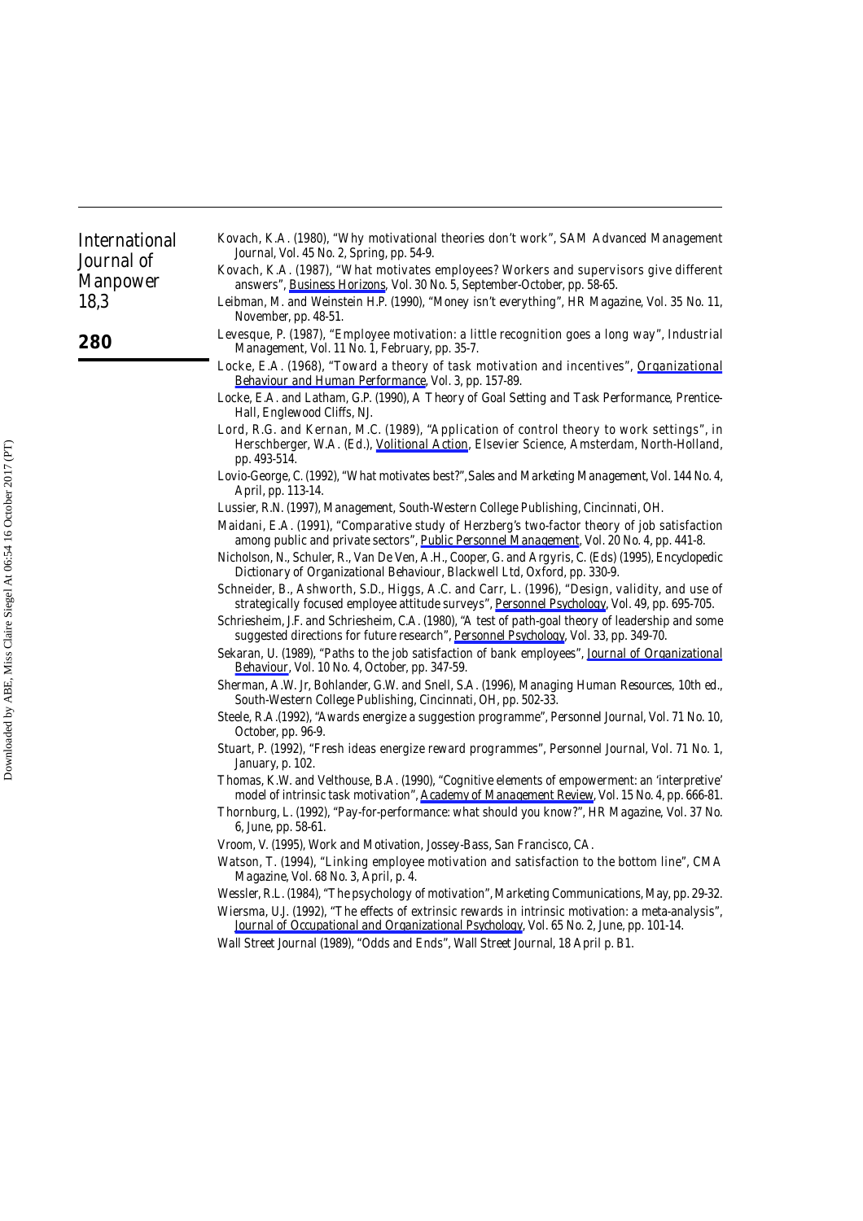Kovach, K.A. (1980), "Why motivational theories don't work", SAM Advanced Management Journal, Vol. 45 No. 2, Spring, pp. 54-9.

Kovach, K.A. (1987), "What motivates employees? Workers and supervisors give different answers", Business Horizons, Vol. 30 No. 5, September-October, pp. 58-65.

Leibman, M. and Weinstein H.P. (1990), "Money isn't everything", HR Magazine, Vol. 35 No. 11, November, pp. 48-51.

Levesque, P. (1987), "Employee motivation: a little recognition goes a long way", Industrial Management, Vol. 11 No. 1, February, pp. 35-7.

Locke, E.A. (1968), "Toward a theory of task motivation and incentives", Organizational Behaviour and Human Performance, Vol. 3, pp. 157-89.

Locke, E.A. and Latham, G.P. (1990), A Theory of Goal Setting and Task Performance, Prentice-Hall, Englewood Cliffs, NJ.

Lord, R.G. and Kernan, M.C. (1989), "Application of control theory to work settings", in Herschberger, W.A. (Ed.), Volitional Action, Elsevier Science, Amsterdam, North-Holland, pp. 493-514.

Lovio-George, C. (1992), "What motivates best?", Sales and Marketing Management, Vol. 144 No. 4, April, pp. 113-14.

Lussier, R.N. (1997), Management, South-Western College Publishing, Cincinnati, OH.

Maidani, E.A. (1991), "Comparative study of Herzberg's two-factor theory of job satisfaction among public and private sectors", Public Personnel Management, Vol. 20 No. 4, pp. 441-8.

Nicholson, N., Schuler, R., Van De Ven, A.H., Cooper, G. and Argyris, C. (Eds) (1995), Encyclopedic Dictionary of Organizational Behaviour, Blackwell Ltd, Oxford, pp. 330-9.

Schneider, B., Ashworth, S.D., Higgs, A.C. and Carr, L. (1996), "Design, validity, and use of strategically focused employee attitude surveys", Personnel Psychology, Vol. 49, pp. 695-705.

Schriesheim, J.F. and Schriesheim, C.A. (1980), "A test of path-goal theory of leadership and some suggested directions for future research", Personnel Psychology, Vol. 33, pp. 349-70.

Sekaran, U. (1989), "Paths to the job satisfaction of bank employees", Journal of Organizational Behaviour, Vol. 10 No. 4, October, pp. 347-59.

Sherman, A.W. Jr, Bohlander, G.W. and Snell, S.A. (1996), Managing Human Resources, 10th ed., South-Western College Publishing, Cincinnati, OH, pp. 502-33.

Steele, R.A.(1992), "Awards energize a suggestion programme", Personnel Journal, Vol. 71 No. 10, October, pp. 96-9.

Stuart, P. (1992), "Fresh ideas energize reward programmes", Personnel Journal, Vol. 71 No. 1, January, p. 102.

Thomas, K.W. and Velthouse, B.A. (1990), "Cognitive elements of empowerment: an 'interpretive' model of intrinsic task motivation", Academy of Management Review, Vol. 15 No. 4, pp. 666-81.

Thornburg, L. (1992), "Pay-for-performance: what should you know?", HR Magazine, Vol. 37 No. 6, June, pp. 58-61.

Vroom, V. (1995), Work and Motivation, Jossey-Bass, San Francisco, CA.

Watson, T. (1994), "Linking employee motivation and satisfaction to the bottom line", CMA Magazine, Vol. 68 No. 3, April, p. 4.

Wessler, R.L. (1984), "The psychology of motivation", Marketing Communications, May, pp. 29-32.

Wiersma, U.J. (1992), "The effects of extrinsic rewards in intrinsic motivation: a meta-analysis", Journal of Occupational and Organizational Psychology, Vol. 65 No. 2, June, pp. 101-14.

Wall Street Journal (1989), "Odds and Ends", Wall Street Journal, 18 April p. B1.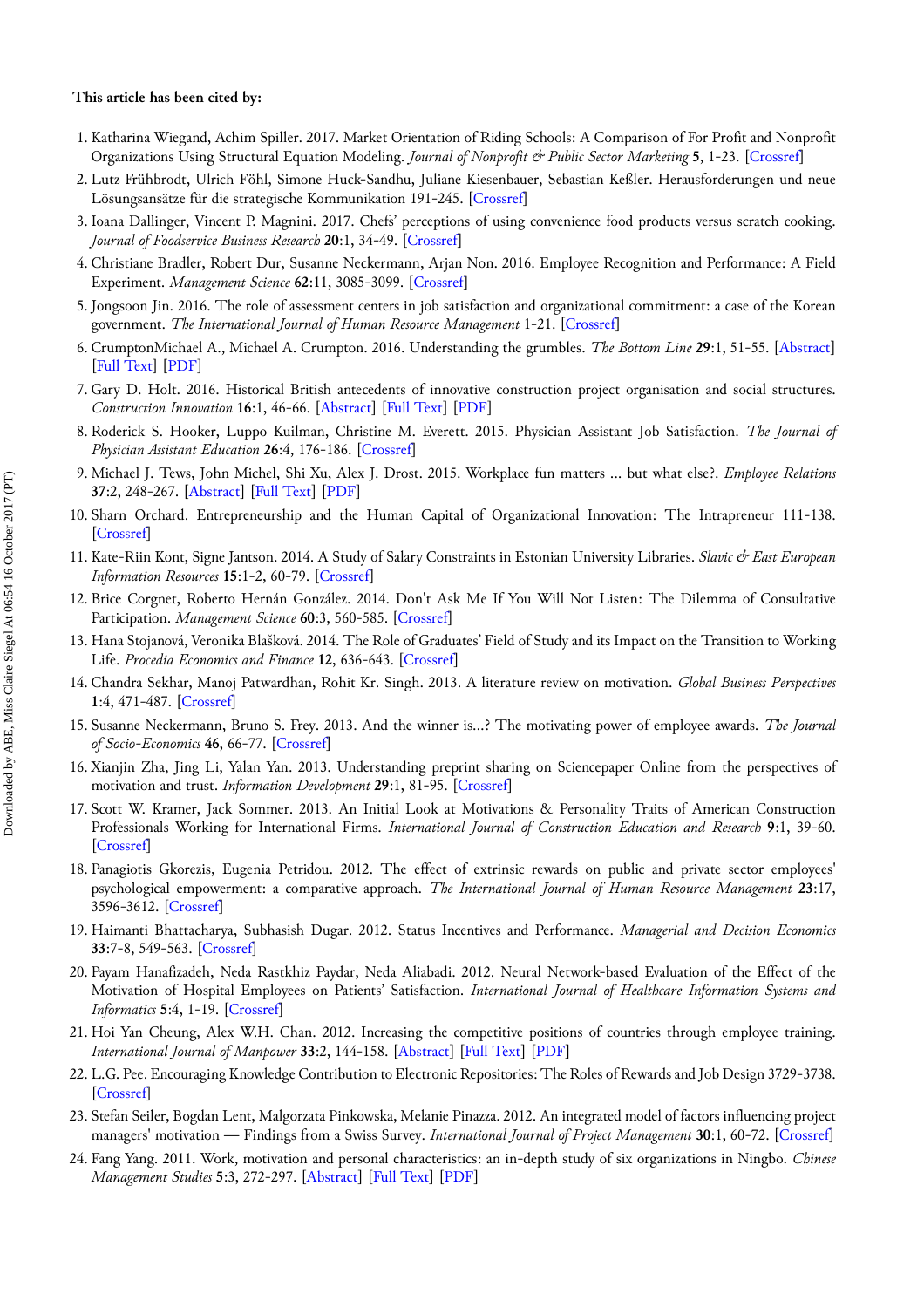**This article has been cited by:**

1. Katharina Wiegand, Achim Spiller. 2017. Market Orientation of Riding Schools: A Comparison of For Profit and Nonprofit Organizations Using Structural Equation Modeling. *Journal of Nonprofit & Public Sector Marketing* **5**, 1-23. [Crossref]
2. Lutz Frühbrodt, Ulrich Föhl, Simone Huck-Sandhu, Juliane Kiesenbauer, Sebastian Keßler. Herausforderungen und neue Lösungsansätze für die strategische Kommunikation 191-245. [Crossref]
3. Ioana Dallinger, Vincent P. Magnini. 2017. Chefs' perceptions of using convenience food products versus scratch cooking. *Journal of Foodservice Business Research* **20**:1, 34-49. [Crossref]
4. Christiane Bradler, Robert Dur, Susanne Neckermann, Arjan Non. 2016. Employee Recognition and Performance: A Field Experiment. *Management Science* **62**:11, 3085-3099. [Crossref]
5. Jongsoon Jin. 2016. The role of assessment centers in job satisfaction and organizational commitment: a case of the Korean government. *The International Journal of Human Resource Management* 1-21. [Crossref]
6. CrumptonMichael A., Michael A. Crumpton. 2016. Understanding the grumbles. *The Bottom Line* **29**:1, 51-55. [Abstract] [Full Text] [PDF]
7. Gary D. Holt. 2016. Historical British antecedents of innovative construction project organisation and social structures. *Construction Innovation* **16**:1, 46-66. [Abstract] [Full Text] [PDF]
8. Roderick S. Hooker, Luppo Kuilman, Christine M. Everett. 2015. Physician Assistant Job Satisfaction. *The Journal of Physician Assistant Education* **26**:4, 176-186. [Crossref]
9. Michael J. Tews, John Michel, Shi Xu, Alex J. Drost. 2015. Workplace fun matters ... but what else?. *Employee Relations* **37**:2, 248-267. [Abstract] [Full Text] [PDF]
10. Sharn Orchard. Entrepreneurship and the Human Capital of Organizational Innovation: The Intrapreneur 111-138. [Crossref]
11. Kate-Riin Kont, Signe Jantson. 2014. A Study of Salary Constraints in Estonian University Libraries. *Slavic & East European Information Resources* **15**:1-2, 60-79. [Crossref]
12. Brice Corgnet, Roberto Hernán González. 2014. Don't Ask Me If You Will Not Listen: The Dilemma of Consultative Participation. *Management Science* **60**:3, 560-585. [Crossref]
13. Hana Stojanová, Veronika Blašková. 2014. The Role of Graduates' Field of Study and its Impact on the Transition to Working Life. *Procedia Economics and Finance* **12**, 636-643. [Crossref]
14. Chandra Sekhar, Manoj Patwardhan, Rohit Kr. Singh. 2013. A literature review on motivation. *Global Business Perspectives* **1**:4, 471-487. [Crossref]
15. Susanne Neckermann, Bruno S. Frey. 2013. And the winner is...? The motivating power of employee awards. *The Journal of Socio-Economics* **46**, 66-77. [Crossref]
16. Xianjin Zha, Jing Li, Yalan Yan. 2013. Understanding preprint sharing on Sciencepaper Online from the perspectives of motivation and trust. *Information Development* **29**:1, 81-95. [Crossref]
17. Scott W. Kramer, Jack Sommer. 2013. An Initial Look at Motivations & Personality Traits of American Construction Professionals Working for International Firms. *International Journal of Construction Education and Research* **9**:1, 39-60. [Crossref]
18. Panagiotis Gkorezis, Eugenia Petridou. 2012. The effect of extrinsic rewards on public and private sector employees' psychological empowerment: a comparative approach. *The International Journal of Human Resource Management* **23**:17, 3596-3612. [Crossref]
19. Haimanti Bhattacharya, Subhasish Dugar. 2012. Status Incentives and Performance. *Managerial and Decision Economics* **33**:7-8, 549-563. [Crossref]
20. Payam Hanafizadeh, Neda Rastkhiz Paydar, Neda Aliabadi. 2012. Neural Network-based Evaluation of the Effect of the Motivation of Hospital Employees on Patients' Satisfaction. *International Journal of Healthcare Information Systems and Informatics* **5**:4, 1-19. [Crossref]
21. Hoi Yan Cheung, Alex W.H. Chan. 2012. Increasing the competitive positions of countries through employee training. *International Journal of Manpower* **33**:2, 144-158. [Abstract] [Full Text] [PDF]
22. L.G. Pee. Encouraging Knowledge Contribution to Electronic Repositories: The Roles of Rewards and Job Design 3729-3738. [Crossref]
23. Stefan Seiler, Bogdan Lent, Malgorzata Pinkowska, Melanie Pinazza. 2012. An integrated model of factors influencing project managers' motivation — Findings from a Swiss Survey. *International Journal of Project Management* **30**:1, 60-72. [Crossref]
24. Fang Yang. 2011. Work, motivation and personal characteristics: an in-depth study of six organizations in Ningbo. *Chinese Management Studies* **5**:3, 272-297. [Abstract] [Full Text] [PDF]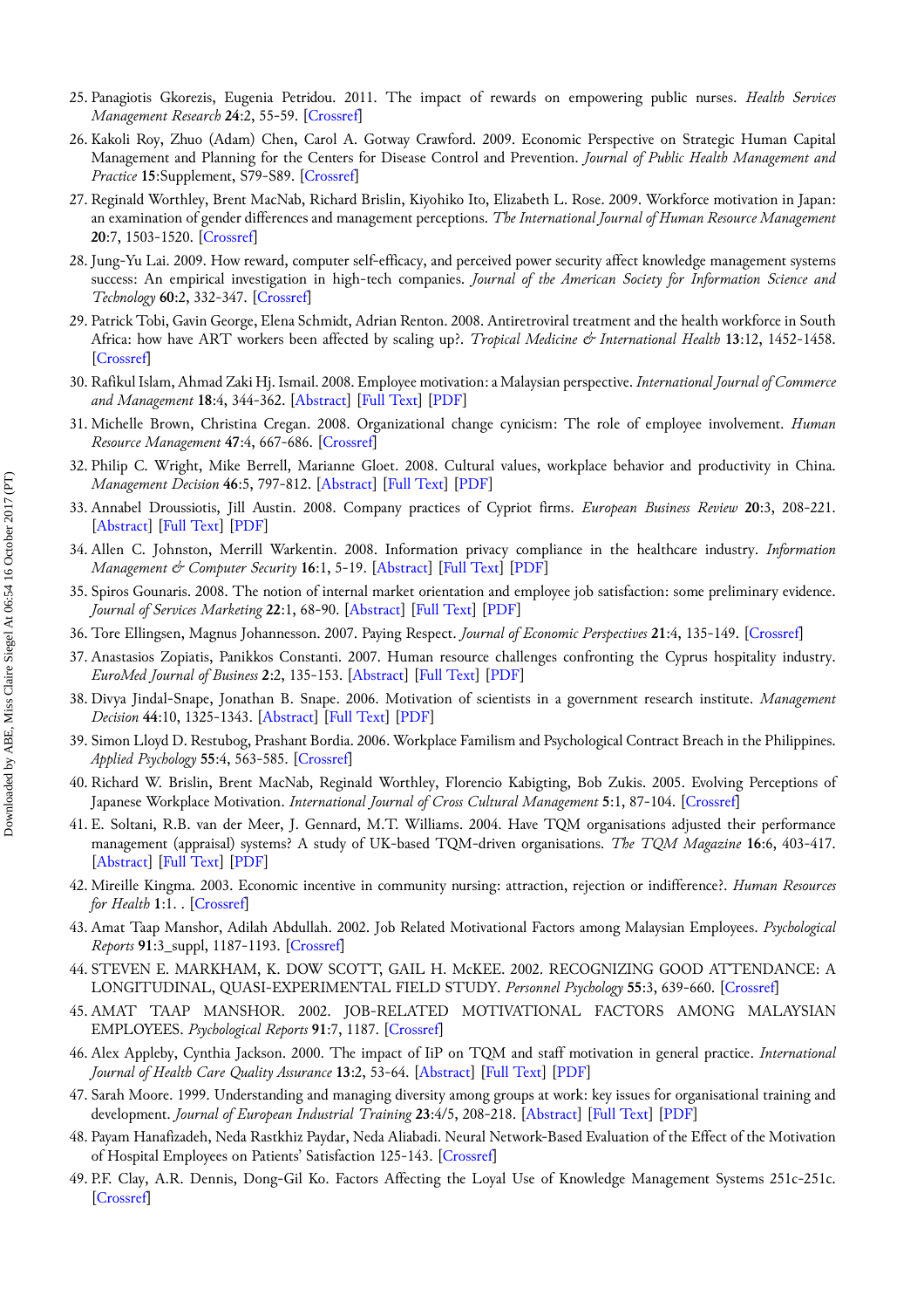25. Panagiotis Gkorezis, Eugenia Petridou. 2011. The impact of rewards on empowering public nurses. *Health Services Management Research* **24**:2, 55-59. [Crossref]
26. Kakoli Roy, Zhuo (Adam) Chen, Carol A. Gotway Crawford. 2009. Economic Perspective on Strategic Human Capital Management and Planning for the Centers for Disease Control and Prevention. *Journal of Public Health Management and Practice* **15**:Supplement, S79-S89. [Crossref]
27. Reginald Worthley, Brent MacNab, Richard Brislin, Kiyohiko Ito, Elizabeth L. Rose. 2009. Workforce motivation in Japan: an examination of gender differences and management perceptions. *The International Journal of Human Resource Management* **20**:7, 1503-1520. [Crossref]
28. Jung-Yu Lai. 2009. How reward, computer self-efficacy, and perceived power security affect knowledge management systems success: An empirical investigation in high-tech companies. *Journal of the American Society for Information Science and Technology* **60**:2, 332-347. [Crossref]
29. Patrick Tobi, Gavin George, Elena Schmidt, Adrian Renton. 2008. Antiretroviral treatment and the health workforce in South Africa: how have ART workers been affected by scaling up?. *Tropical Medicine & International Health* **13**:12, 1452-1458. [Crossref]
30. Rafikul Islam, Ahmad Zaki Hj. Ismail. 2008. Employee motivation: a Malaysian perspective. *International Journal of Commerce and Management* **18**:4, 344-362. [Abstract] [Full Text] [PDF]
31. Michelle Brown, Christina Cregan. 2008. Organizational change cynicism: The role of employee involvement. *Human Resource Management* **47**:4, 667-686. [Crossref]
32. Philip C. Wright, Mike Berrell, Marianne Gloet. 2008. Cultural values, workplace behavior and productivity in China. *Management Decision* **46**:5, 797-812. [Abstract] [Full Text] [PDF]
33. Annabel Droussiotis, Jill Austin. 2008. Company practices of Cypriot firms. *European Business Review* **20**:3, 208-221. [Abstract] [Full Text] [PDF]
34. Allen C. Johnston, Merrill Warkentin. 2008. Information privacy compliance in the healthcare industry. *Information Management & Computer Security* **16**:1, 5-19. [Abstract] [Full Text] [PDF]
35. Spiros Gounaris. 2008. The notion of internal market orientation and employee job satisfaction: some preliminary evidence. *Journal of Services Marketing* **22**:1, 68-90. [Abstract] [Full Text] [PDF]
36. Tore Ellingsen, Magnus Johannesson. 2007. Paying Respect. *Journal of Economic Perspectives* **21**:4, 135-149. [Crossref]
37. Anastasios Zopiatis, Panikkos Constanti. 2007. Human resource challenges confronting the Cyprus hospitality industry. *EuroMed Journal of Business* **2**:2, 135-153. [Abstract] [Full Text] [PDF]
38. Divya Jindal-Snape, Jonathan B. Snape. 2006. Motivation of scientists in a government research institute. *Management Decision* **44**:10, 1325-1343. [Abstract] [Full Text] [PDF]
39. Simon Lloyd D. Restubog, Prashant Bordia. 2006. Workplace Familism and Psychological Contract Breach in the Philippines. *Applied Psychology* **55**:4, 563-585. [Crossref]
40. Richard W. Brislin, Brent MacNab, Reginald Worthley, Florencio Kabigting, Bob Zukis. 2005. Evolving Perceptions of Japanese Workplace Motivation. *International Journal of Cross Cultural Management* **5**:1, 87-104. [Crossref]
41. E. Soltani, R.B. van der Meer, J. Gennard, M.T. Williams. 2004. Have TQM organisations adjusted their performance management (appraisal) systems? A study of UK-based TQM-driven organisations. *The TQM Magazine* **16**:6, 403-417. [Abstract] [Full Text] [PDF]
42. Mireille Kingma. 2003. Economic incentive in community nursing: attraction, rejection or indifference?. *Human Resources for Health* **1**:1. . [Crossref]
43. Amat Taap Manshor, Adilah Abdullah. 2002. Job Related Motivational Factors among Malaysian Employees. *Psychological Reports* **91**:3_suppl, 1187-1193. [Crossref]
44. STEVEN E. MARKHAM, K. DOW SCOTT, GAIL H. McKEE. 2002. RECOGNIZING GOOD ATTENDANCE: A LONGITUDINAL, QUASI-EXPERIMENTAL FIELD STUDY. *Personnel Psychology* **55**:3, 639-660. [Crossref]
45. AMAT TAAP MANSHOR. 2002. JOB-RELATED MOTIVATIONAL FACTORS AMONG MALAYSIAN EMPLOYEES. *Psychological Reports* **91**:7, 1187. [Crossref]
46. Alex Appleby, Cynthia Jackson. 2000. The impact of IiP on TQM and staff motivation in general practice. *International Journal of Health Care Quality Assurance* **13**:2, 53-64. [Abstract] [Full Text] [PDF]
47. Sarah Moore. 1999. Understanding and managing diversity among groups at work: key issues for organisational training and development. *Journal of European Industrial Training* **23**:4/5, 208-218. [Abstract] [Full Text] [PDF]
48. Payam Hanafizadeh, Neda Rastkhiz Paydar, Neda Aliabadi. Neural Network-Based Evaluation of the Effect of the Motivation of Hospital Employees on Patients' Satisfaction 125-143. [Crossref]
49. P.F. Clay, A.R. Dennis, Dong-Gil Ko. Factors Affecting the Loyal Use of Knowledge Management Systems 251c-251c. [Crossref]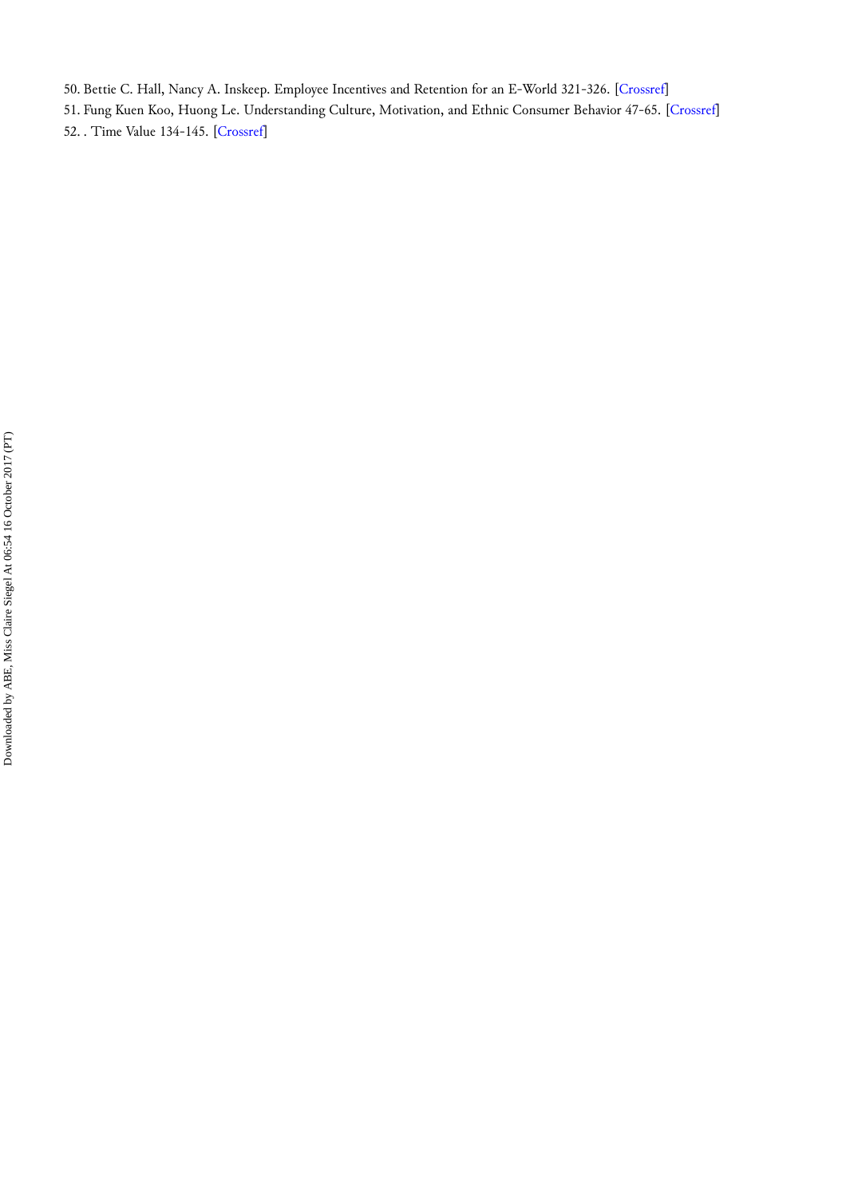50. Bettie C. Hall, Nancy A. Inskeep. Employee Incentives and Retention for an E-World 321-326. [Crossref]
51. Fung Kuen Koo, Huong Le. Understanding Culture, Motivation, and Ethnic Consumer Behavior 47-65. [Crossref]
52. . Time Value 134-145. [Crossref]